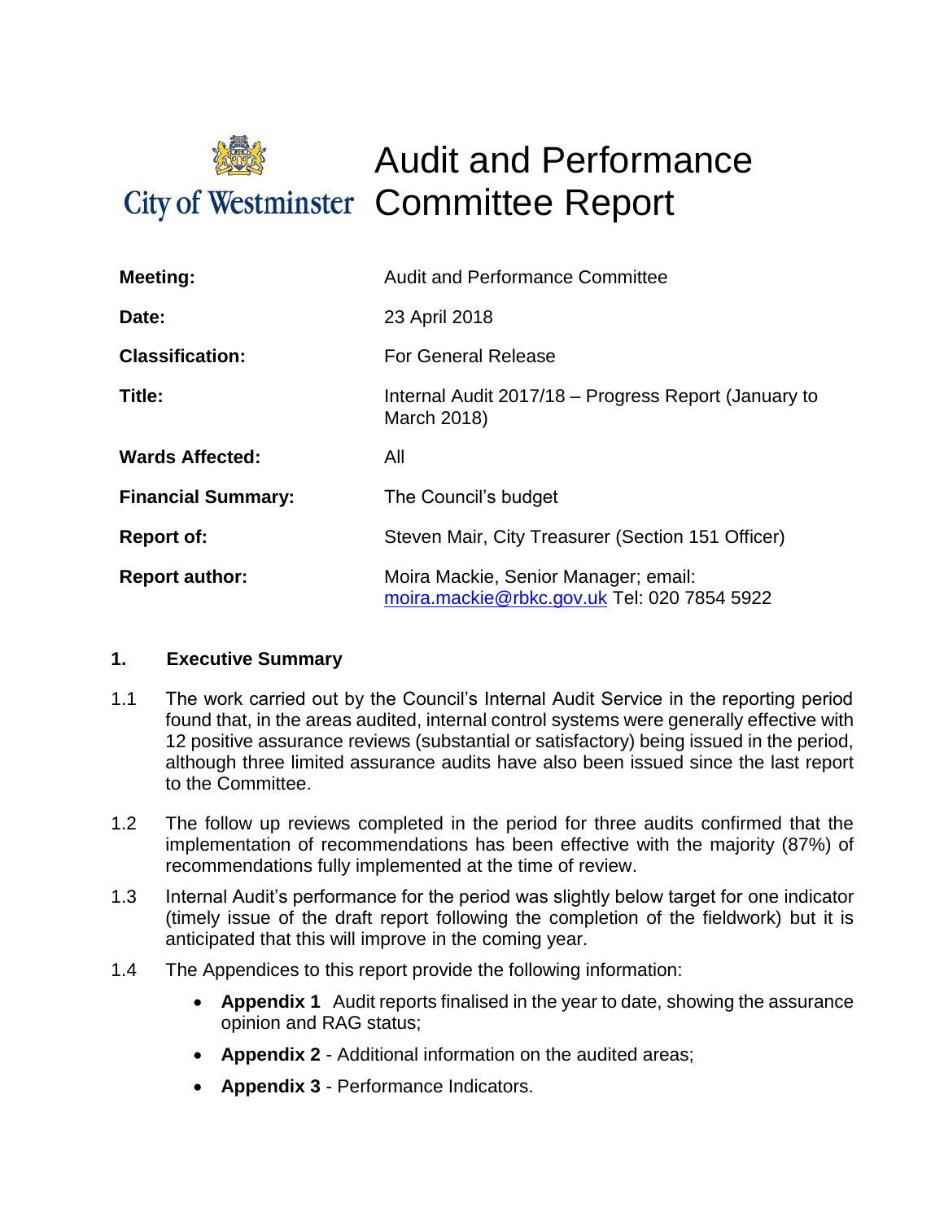City of Westminster

# Audit and Performance Committee Report

| | |
|---|---|
| **Meeting:** | Audit and Performance Committee |
| **Date:** | 23 April 2018 |
| **Classification:** | For General Release |
| **Title:** | Internal Audit 2017/18 – Progress Report (January to March 2018) |
| **Wards Affected:** | All |
| **Financial Summary:** | The Council's budget |
| **Report of:** | Steven Mair, City Treasurer (Section 151 Officer) |
| **Report author:** | Moira Mackie, Senior Manager; email: moira.mackie@rbkc.gov.uk Tel: 020 7854 5922 |

## 1. Executive Summary

1.1 The work carried out by the Council's Internal Audit Service in the reporting period found that, in the areas audited, internal control systems were generally effective with 12 positive assurance reviews (substantial or satisfactory) being issued in the period, although three limited assurance audits have also been issued since the last report to the Committee.

1.2 The follow up reviews completed in the period for three audits confirmed that the implementation of recommendations has been effective with the majority (87%) of recommendations fully implemented at the time of review.

1.3 Internal Audit's performance for the period was slightly below target for one indicator (timely issue of the draft report following the completion of the fieldwork) but it is anticipated that this will improve in the coming year.

1.4 The Appendices to this report provide the following information:

- **Appendix 1** Audit reports finalised in the year to date, showing the assurance opinion and RAG status;
- **Appendix 2** - Additional information on the audited areas;
- **Appendix 3** - Performance Indicators.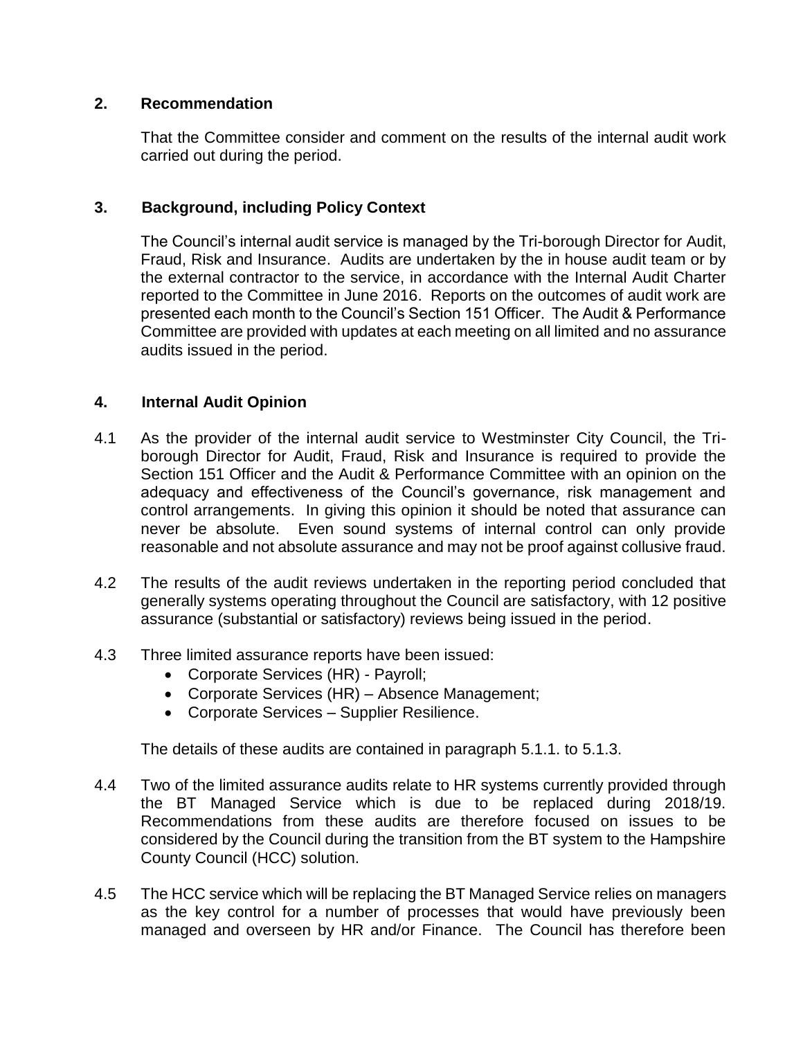## 2. Recommendation

That the Committee consider and comment on the results of the internal audit work carried out during the period.

## 3. Background, including Policy Context

The Council's internal audit service is managed by the Tri-borough Director for Audit, Fraud, Risk and Insurance. Audits are undertaken by the in house audit team or by the external contractor to the service, in accordance with the Internal Audit Charter reported to the Committee in June 2016. Reports on the outcomes of audit work are presented each month to the Council's Section 151 Officer. The Audit & Performance Committee are provided with updates at each meeting on all limited and no assurance audits issued in the period.

## 4. Internal Audit Opinion

4.1 As the provider of the internal audit service to Westminster City Council, the Tri-borough Director for Audit, Fraud, Risk and Insurance is required to provide the Section 151 Officer and the Audit & Performance Committee with an opinion on the adequacy and effectiveness of the Council's governance, risk management and control arrangements. In giving this opinion it should be noted that assurance can never be absolute. Even sound systems of internal control can only provide reasonable and not absolute assurance and may not be proof against collusive fraud.

4.2 The results of the audit reviews undertaken in the reporting period concluded that generally systems operating throughout the Council are satisfactory, with 12 positive assurance (substantial or satisfactory) reviews being issued in the period.

4.3 Three limited assurance reports have been issued:

- Corporate Services (HR) - Payroll;
- Corporate Services (HR) – Absence Management;
- Corporate Services – Supplier Resilience.

The details of these audits are contained in paragraph 5.1.1. to 5.1.3.

4.4 Two of the limited assurance audits relate to HR systems currently provided through the BT Managed Service which is due to be replaced during 2018/19. Recommendations from these audits are therefore focused on issues to be considered by the Council during the transition from the BT system to the Hampshire County Council (HCC) solution.

4.5 The HCC service which will be replacing the BT Managed Service relies on managers as the key control for a number of processes that would have previously been managed and overseen by HR and/or Finance. The Council has therefore been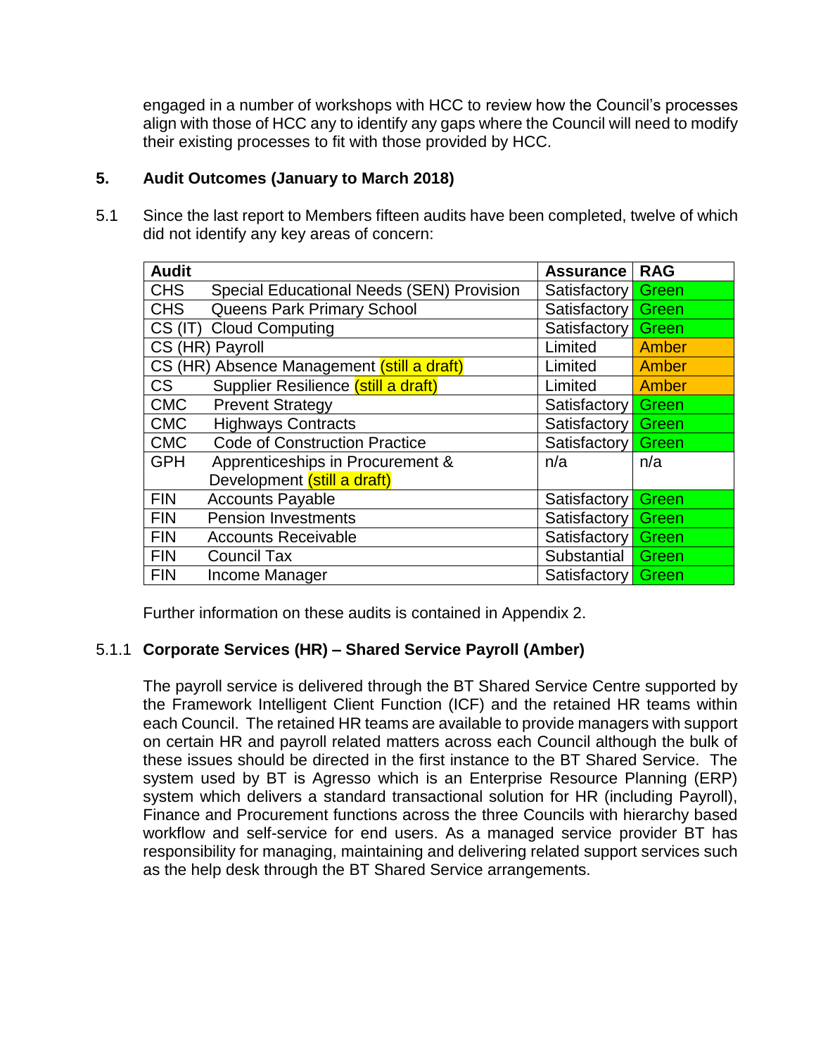engaged in a number of workshops with HCC to review how the Council's processes align with those of HCC any to identify any gaps where the Council will need to modify their existing processes to fit with those provided by HCC.

## 5. Audit Outcomes (January to March 2018)

5.1 Since the last report to Members fifteen audits have been completed, twelve of which did not identify any key areas of concern:

| Audit | | Assurance | RAG |
|---|---|---|---|
| CHS | Special Educational Needs (SEN) Provision | Satisfactory | Green |
| CHS | Queens Park Primary School | Satisfactory | Green |
| CS (IT) | Cloud Computing | Satisfactory | Green |
| CS (HR) | Payroll | Limited | Amber |
| CS (HR) | Absence Management (still a draft) | Limited | Amber |
| CS | Supplier Resilience (still a draft) | Limited | Amber |
| CMC | Prevent Strategy | Satisfactory | Green |
| CMC | Highways Contracts | Satisfactory | Green |
| CMC | Code of Construction Practice | Satisfactory | Green |
| GPH | Apprenticeships in Procurement & Development (still a draft) | n/a | n/a |
| FIN | Accounts Payable | Satisfactory | Green |
| FIN | Pension Investments | Satisfactory | Green |
| FIN | Accounts Receivable | Satisfactory | Green |
| FIN | Council Tax | Substantial | Green |
| FIN | Income Manager | Satisfactory | Green |

Further information on these audits is contained in Appendix 2.

### 5.1.1 Corporate Services (HR) – Shared Service Payroll (Amber)

The payroll service is delivered through the BT Shared Service Centre supported by the Framework Intelligent Client Function (ICF) and the retained HR teams within each Council. The retained HR teams are available to provide managers with support on certain HR and payroll related matters across each Council although the bulk of these issues should be directed in the first instance to the BT Shared Service. The system used by BT is Agresso which is an Enterprise Resource Planning (ERP) system which delivers a standard transactional solution for HR (including Payroll), Finance and Procurement functions across the three Councils with hierarchy based workflow and self-service for end users. As a managed service provider BT has responsibility for managing, maintaining and delivering related support services such as the help desk through the BT Shared Service arrangements.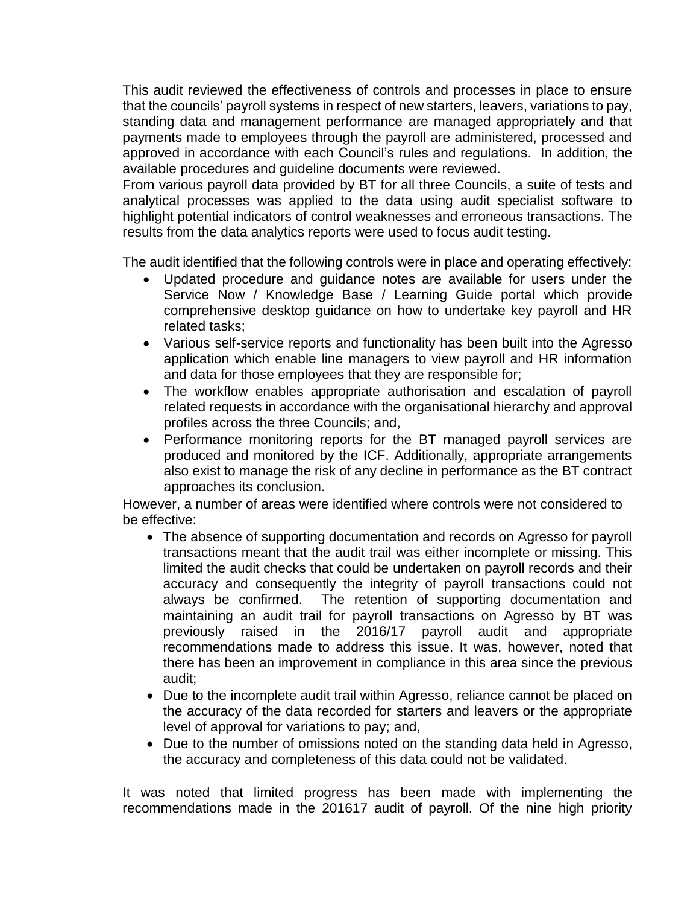This audit reviewed the effectiveness of controls and processes in place to ensure that the councils' payroll systems in respect of new starters, leavers, variations to pay, standing data and management performance are managed appropriately and that payments made to employees through the payroll are administered, processed and approved in accordance with each Council's rules and regulations. In addition, the available procedures and guideline documents were reviewed.

From various payroll data provided by BT for all three Councils, a suite of tests and analytical processes was applied to the data using audit specialist software to highlight potential indicators of control weaknesses and erroneous transactions. The results from the data analytics reports were used to focus audit testing.

The audit identified that the following controls were in place and operating effectively:

- Updated procedure and guidance notes are available for users under the Service Now / Knowledge Base / Learning Guide portal which provide comprehensive desktop guidance on how to undertake key payroll and HR related tasks;
- Various self-service reports and functionality has been built into the Agresso application which enable line managers to view payroll and HR information and data for those employees that they are responsible for;
- The workflow enables appropriate authorisation and escalation of payroll related requests in accordance with the organisational hierarchy and approval profiles across the three Councils; and,
- Performance monitoring reports for the BT managed payroll services are produced and monitored by the ICF. Additionally, appropriate arrangements also exist to manage the risk of any decline in performance as the BT contract approaches its conclusion.

However, a number of areas were identified where controls were not considered to be effective:

- The absence of supporting documentation and records on Agresso for payroll transactions meant that the audit trail was either incomplete or missing. This limited the audit checks that could be undertaken on payroll records and their accuracy and consequently the integrity of payroll transactions could not always be confirmed. The retention of supporting documentation and maintaining an audit trail for payroll transactions on Agresso by BT was previously raised in the 2016/17 payroll audit and appropriate recommendations made to address this issue. It was, however, noted that there has been an improvement in compliance in this area since the previous audit;
- Due to the incomplete audit trail within Agresso, reliance cannot be placed on the accuracy of the data recorded for starters and leavers or the appropriate level of approval for variations to pay; and,
- Due to the number of omissions noted on the standing data held in Agresso, the accuracy and completeness of this data could not be validated.

It was noted that limited progress has been made with implementing the recommendations made in the 201617 audit of payroll. Of the nine high priority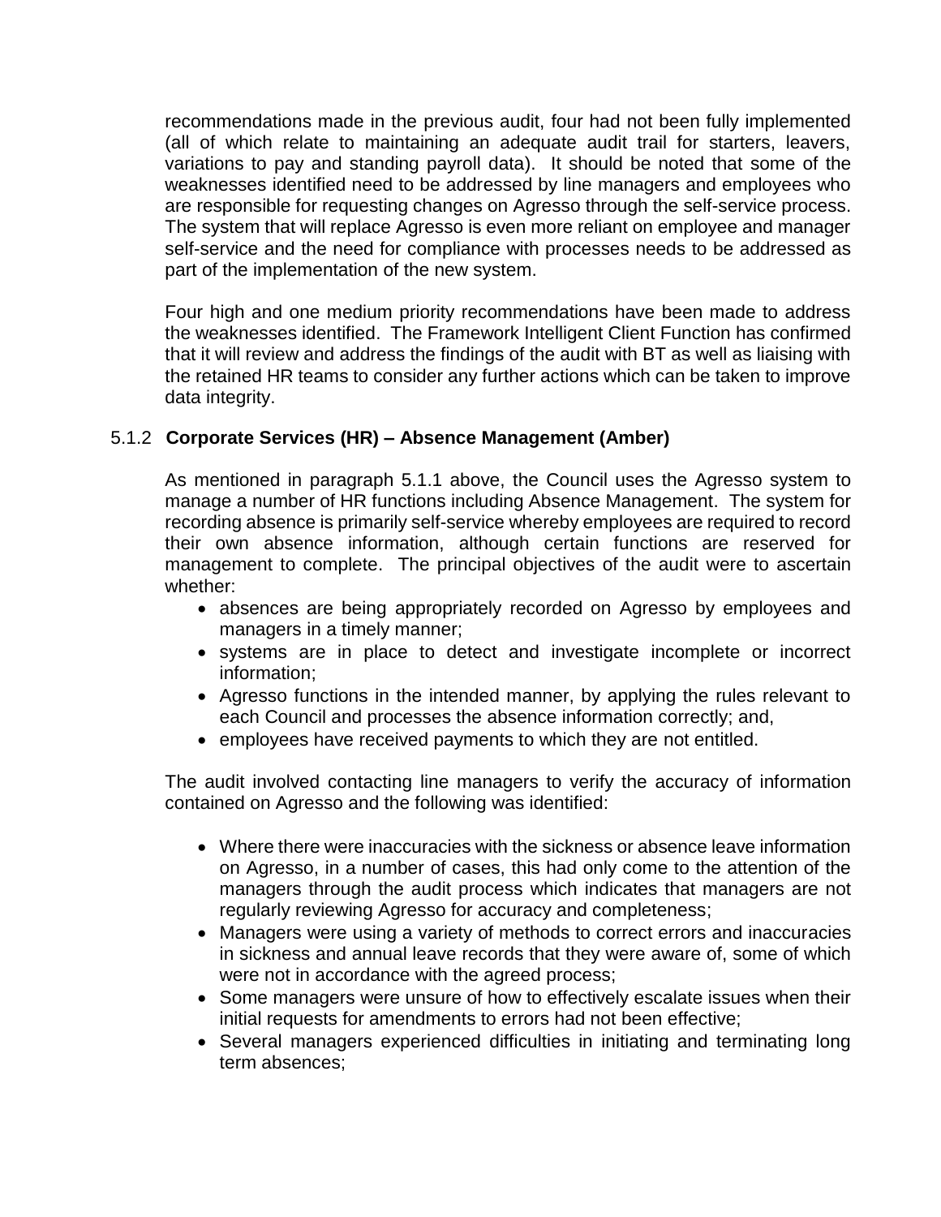recommendations made in the previous audit, four had not been fully implemented (all of which relate to maintaining an adequate audit trail for starters, leavers, variations to pay and standing payroll data). It should be noted that some of the weaknesses identified need to be addressed by line managers and employees who are responsible for requesting changes on Agresso through the self-service process. The system that will replace Agresso is even more reliant on employee and manager self-service and the need for compliance with processes needs to be addressed as part of the implementation of the new system.

Four high and one medium priority recommendations have been made to address the weaknesses identified. The Framework Intelligent Client Function has confirmed that it will review and address the findings of the audit with BT as well as liaising with the retained HR teams to consider any further actions which can be taken to improve data integrity.

### 5.1.2 Corporate Services (HR) – Absence Management (Amber)

As mentioned in paragraph 5.1.1 above, the Council uses the Agresso system to manage a number of HR functions including Absence Management. The system for recording absence is primarily self-service whereby employees are required to record their own absence information, although certain functions are reserved for management to complete. The principal objectives of the audit were to ascertain whether:

- absences are being appropriately recorded on Agresso by employees and managers in a timely manner;
- systems are in place to detect and investigate incomplete or incorrect information;
- Agresso functions in the intended manner, by applying the rules relevant to each Council and processes the absence information correctly; and,
- employees have received payments to which they are not entitled.

The audit involved contacting line managers to verify the accuracy of information contained on Agresso and the following was identified:

- Where there were inaccuracies with the sickness or absence leave information on Agresso, in a number of cases, this had only come to the attention of the managers through the audit process which indicates that managers are not regularly reviewing Agresso for accuracy and completeness;
- Managers were using a variety of methods to correct errors and inaccuracies in sickness and annual leave records that they were aware of, some of which were not in accordance with the agreed process;
- Some managers were unsure of how to effectively escalate issues when their initial requests for amendments to errors had not been effective;
- Several managers experienced difficulties in initiating and terminating long term absences;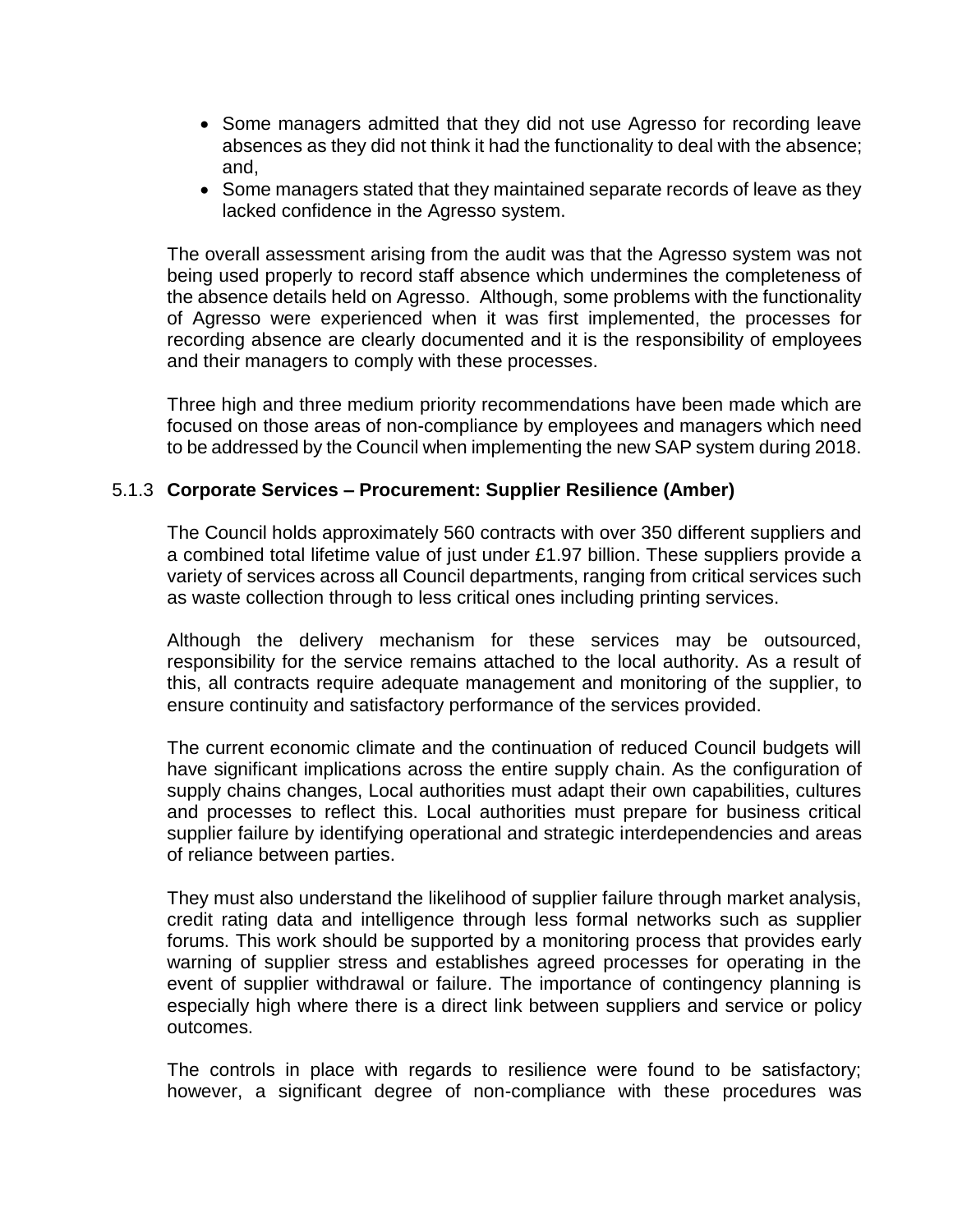- Some managers admitted that they did not use Agresso for recording leave absences as they did not think it had the functionality to deal with the absence; and,
- Some managers stated that they maintained separate records of leave as they lacked confidence in the Agresso system.

The overall assessment arising from the audit was that the Agresso system was not being used properly to record staff absence which undermines the completeness of the absence details held on Agresso. Although, some problems with the functionality of Agresso were experienced when it was first implemented, the processes for recording absence are clearly documented and it is the responsibility of employees and their managers to comply with these processes.

Three high and three medium priority recommendations have been made which are focused on those areas of non-compliance by employees and managers which need to be addressed by the Council when implementing the new SAP system during 2018.

### 5.1.3 Corporate Services – Procurement: Supplier Resilience (Amber)

The Council holds approximately 560 contracts with over 350 different suppliers and a combined total lifetime value of just under £1.97 billion. These suppliers provide a variety of services across all Council departments, ranging from critical services such as waste collection through to less critical ones including printing services.

Although the delivery mechanism for these services may be outsourced, responsibility for the service remains attached to the local authority. As a result of this, all contracts require adequate management and monitoring of the supplier, to ensure continuity and satisfactory performance of the services provided.

The current economic climate and the continuation of reduced Council budgets will have significant implications across the entire supply chain. As the configuration of supply chains changes, Local authorities must adapt their own capabilities, cultures and processes to reflect this. Local authorities must prepare for business critical supplier failure by identifying operational and strategic interdependencies and areas of reliance between parties.

They must also understand the likelihood of supplier failure through market analysis, credit rating data and intelligence through less formal networks such as supplier forums. This work should be supported by a monitoring process that provides early warning of supplier stress and establishes agreed processes for operating in the event of supplier withdrawal or failure. The importance of contingency planning is especially high where there is a direct link between suppliers and service or policy outcomes.

The controls in place with regards to resilience were found to be satisfactory; however, a significant degree of non-compliance with these procedures was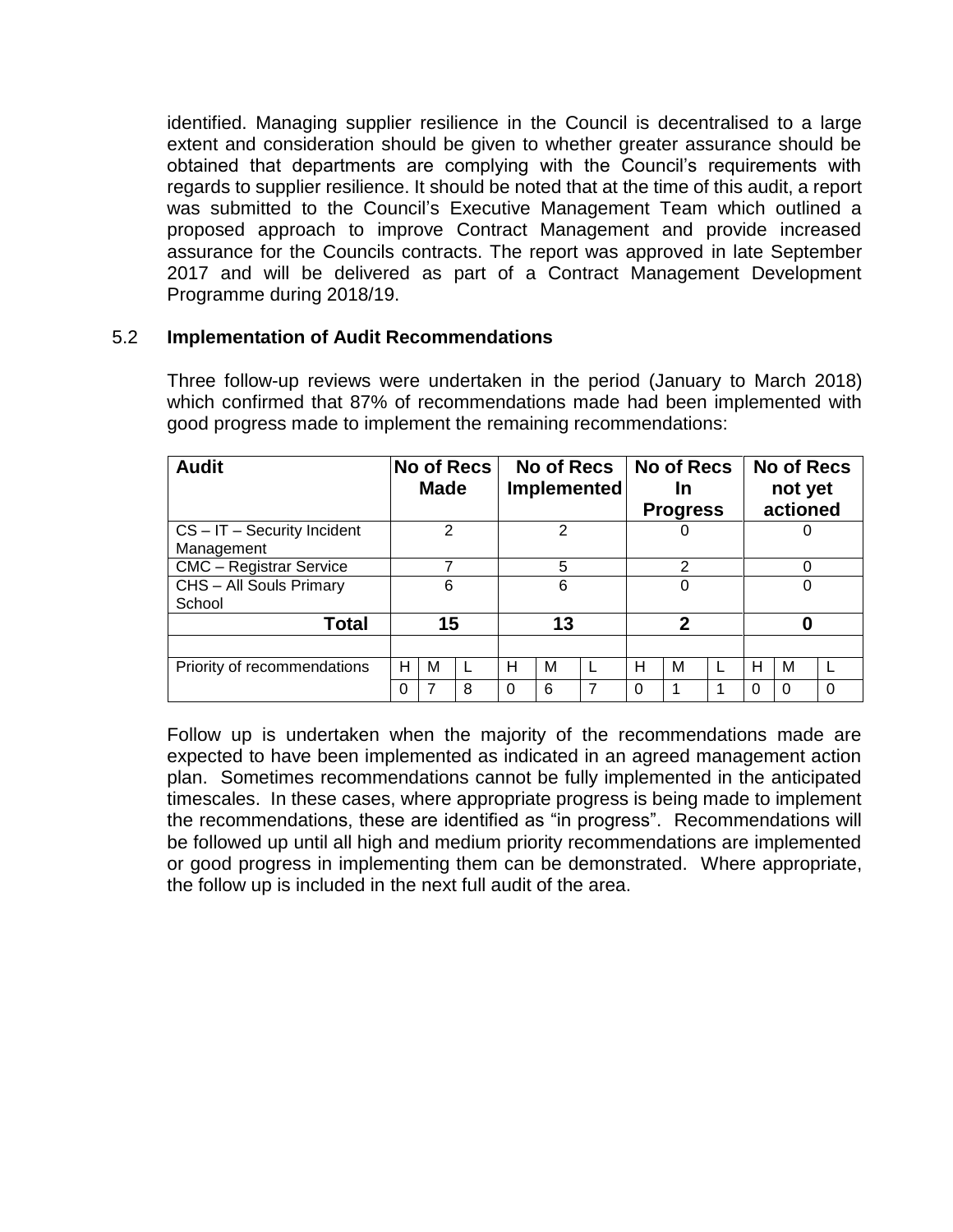identified. Managing supplier resilience in the Council is decentralised to a large extent and consideration should be given to whether greater assurance should be obtained that departments are complying with the Council's requirements with regards to supplier resilience. It should be noted that at the time of this audit, a report was submitted to the Council's Executive Management Team which outlined a proposed approach to improve Contract Management and provide increased assurance for the Councils contracts. The report was approved in late September 2017 and will be delivered as part of a Contract Management Development Programme during 2018/19.

## 5.2 Implementation of Audit Recommendations

Three follow-up reviews were undertaken in the period (January to March 2018) which confirmed that 87% of recommendations made had been implemented with good progress made to implement the remaining recommendations:

| Audit | No of Recs Made | | | No of Recs Implemented | | | No of Recs In Progress | | | No of Recs not yet actioned | | |
|---|---|---|---|---|---|---|---|---|---|---|---|---|
| CS – IT – Security Incident Management | 2 | | | 2 | | | 0 | | | 0 | | |
| CMC – Registrar Service | 7 | | | 5 | | | 2 | | | 0 | | |
| CHS – All Souls Primary School | 6 | | | 6 | | | 0 | | | 0 | | |
| **Total** | **15** | | | **13** | | | **2** | | | **0** | | |
| | | | | | | | | | | | | |
| Priority of recommendations | H | M | L | H | M | L | H | M | L | H | M | L |
| | 0 | 7 | 8 | 0 | 6 | 7 | 0 | 1 | 1 | 0 | 0 | 0 |

Follow up is undertaken when the majority of the recommendations made are expected to have been implemented as indicated in an agreed management action plan. Sometimes recommendations cannot be fully implemented in the anticipated timescales. In these cases, where appropriate progress is being made to implement the recommendations, these are identified as "in progress". Recommendations will be followed up until all high and medium priority recommendations are implemented or good progress in implementing them can be demonstrated. Where appropriate, the follow up is included in the next full audit of the area.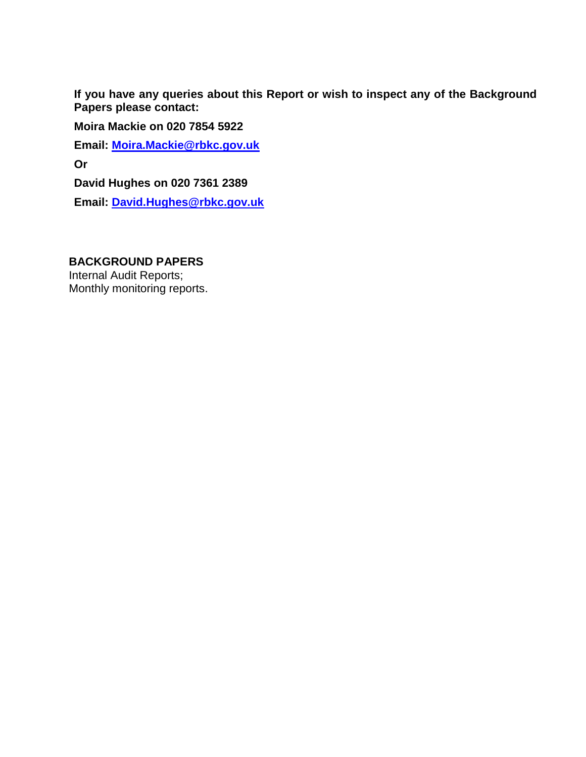**If you have any queries about this Report or wish to inspect any of the Background Papers please contact:**

**Moira Mackie on 020 7854 5922**

**Email: Moira.Mackie@rbkc.gov.uk**

**Or**

**David Hughes on 020 7361 2389**

**Email: David.Hughes@rbkc.gov.uk**

**BACKGROUND PAPERS**

Internal Audit Reports;
Monthly monitoring reports.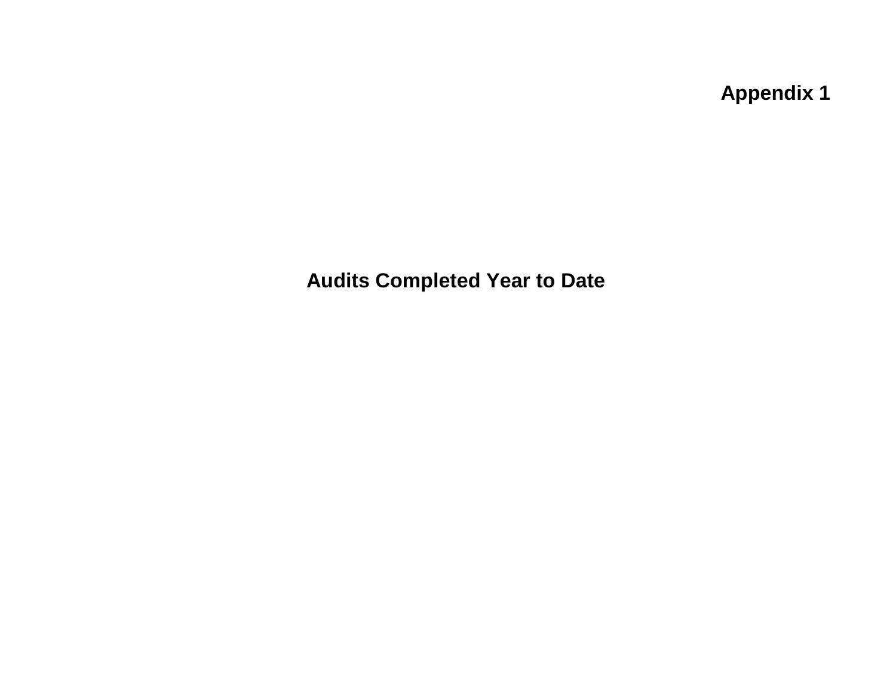**Appendix 1**

# Audits Completed Year to Date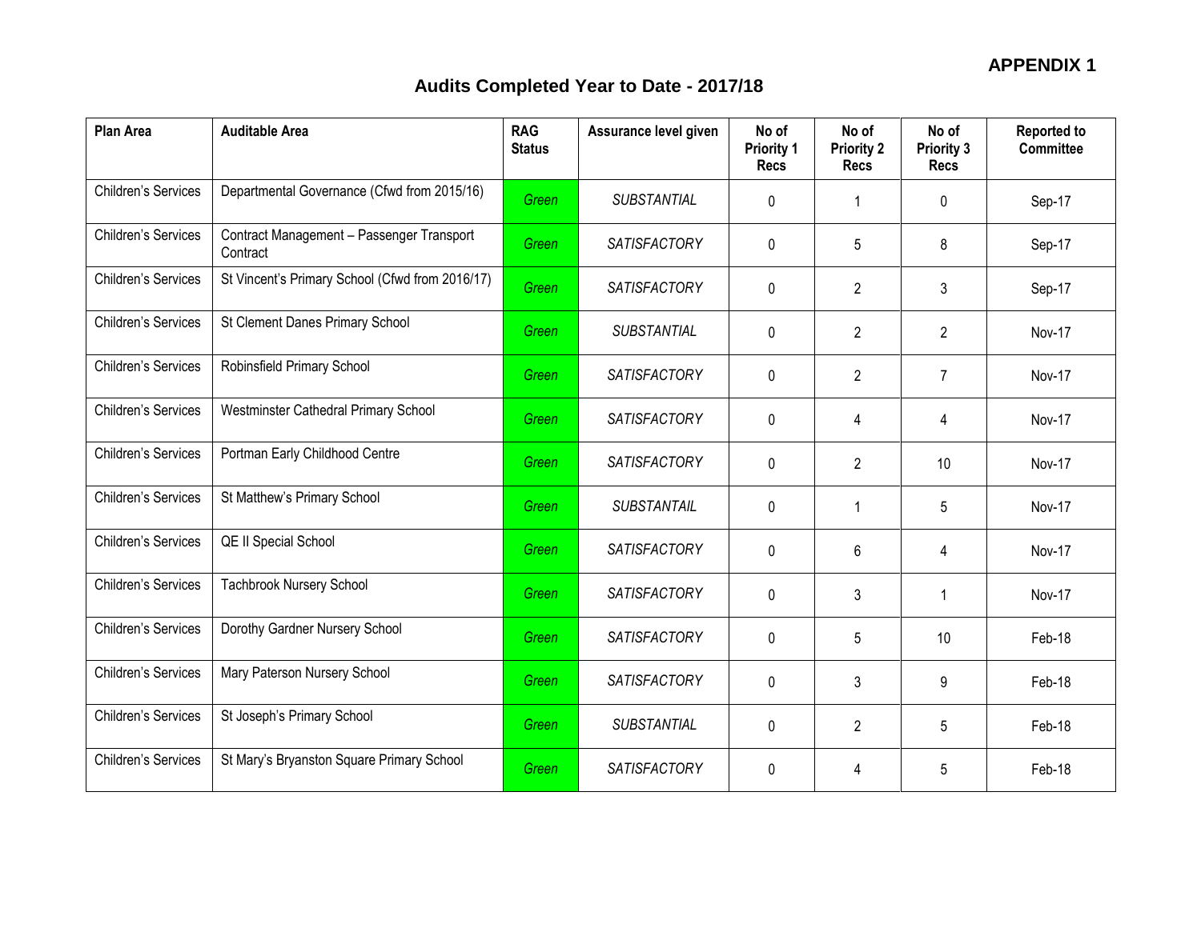**APPENDIX 1**

# Audits Completed Year to Date - 2017/18

| Plan Area | Auditable Area | RAG Status | Assurance level given | No of Priority 1 Recs | No of Priority 2 Recs | No of Priority 3 Recs | Reported to Committee |
|---|---|---|---|---|---|---|---|
| Children's Services | Departmental Governance (Cfwd from 2015/16) | *Green* | *SUBSTANTIAL* | 0 | 1 | 0 | Sep-17 |
| Children's Services | Contract Management – Passenger Transport Contract | *Green* | *SATISFACTORY* | 0 | 5 | 8 | Sep-17 |
| Children's Services | St Vincent's Primary School (Cfwd from 2016/17) | *Green* | *SATISFACTORY* | 0 | 2 | 3 | Sep-17 |
| Children's Services | St Clement Danes Primary School | *Green* | *SUBSTANTIAL* | 0 | 2 | 2 | Nov-17 |
| Children's Services | Robinsfield Primary School | *Green* | *SATISFACTORY* | 0 | 2 | 7 | Nov-17 |
| Children's Services | Westminster Cathedral Primary School | *Green* | *SATISFACTORY* | 0 | 4 | 4 | Nov-17 |
| Children's Services | Portman Early Childhood Centre | *Green* | *SATISFACTORY* | 0 | 2 | 10 | Nov-17 |
| Children's Services | St Matthew's Primary School | *Green* | *SUBSTANTAIL* | 0 | 1 | 5 | Nov-17 |
| Children's Services | QE II Special School | *Green* | *SATISFACTORY* | 0 | 6 | 4 | Nov-17 |
| Children's Services | Tachbrook Nursery School | *Green* | *SATISFACTORY* | 0 | 3 | 1 | Nov-17 |
| Children's Services | Dorothy Gardner Nursery School | *Green* | *SATISFACTORY* | 0 | 5 | 10 | Feb-18 |
| Children's Services | Mary Paterson Nursery School | *Green* | *SATISFACTORY* | 0 | 3 | 9 | Feb-18 |
| Children's Services | St Joseph's Primary School | *Green* | *SUBSTANTIAL* | 0 | 2 | 5 | Feb-18 |
| Children's Services | St Mary's Bryanston Square Primary School | *Green* | *SATISFACTORY* | 0 | 4 | 5 | Feb-18 |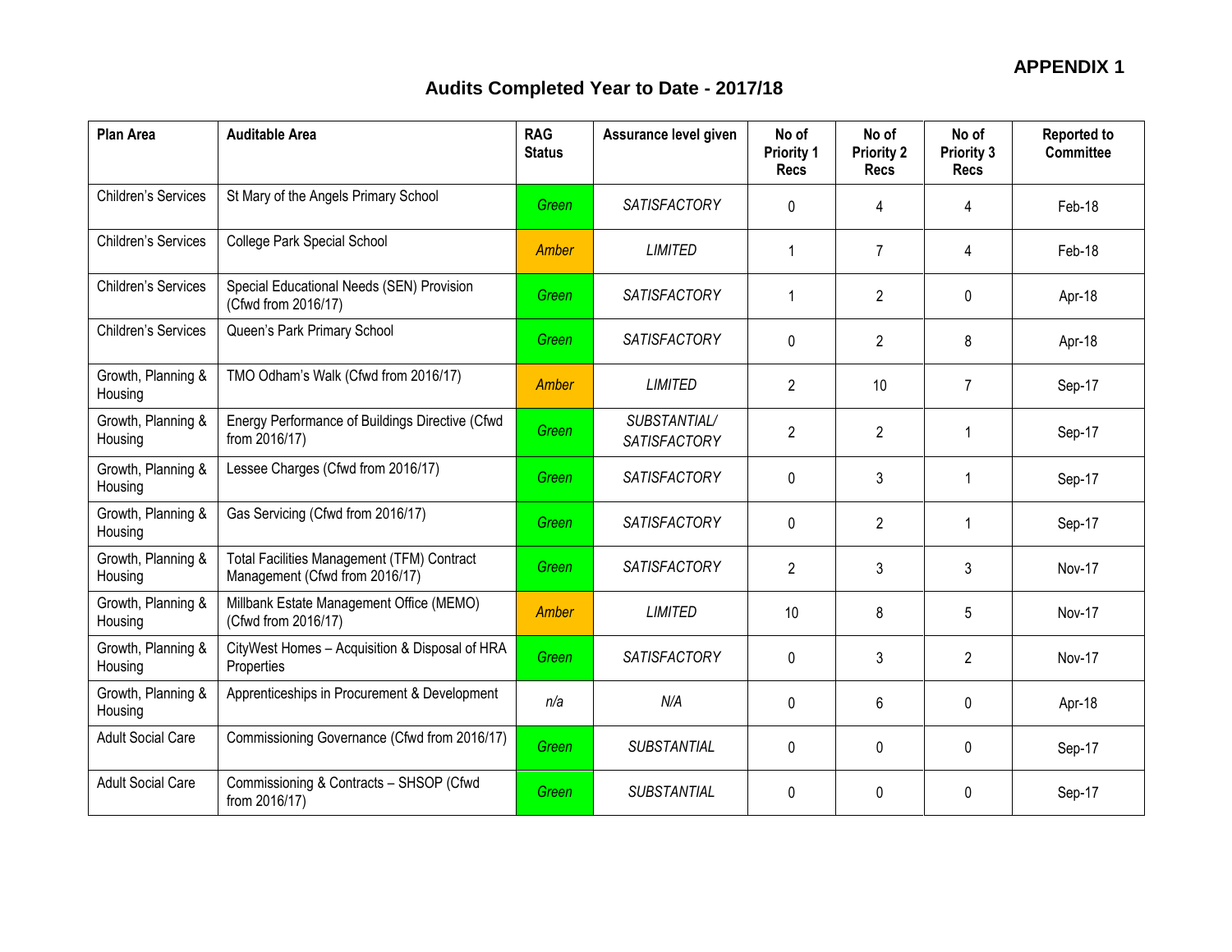**APPENDIX 1**

## Audits Completed Year to Date - 2017/18

| Plan Area | Auditable Area | RAG Status | Assurance level given | No of Priority 1 Recs | No of Priority 2 Recs | No of Priority 3 Recs | Reported to Committee |
|---|---|---|---|---|---|---|---|
| Children's Services | St Mary of the Angels Primary School | *Green* | *SATISFACTORY* | 0 | 4 | 4 | Feb-18 |
| Children's Services | College Park Special School | *Amber* | *LIMITED* | 1 | 7 | 4 | Feb-18 |
| Children's Services | Special Educational Needs (SEN) Provision (Cfwd from 2016/17) | *Green* | *SATISFACTORY* | 1 | 2 | 0 | Apr-18 |
| Children's Services | Queen's Park Primary School | *Green* | *SATISFACTORY* | 0 | 2 | 8 | Apr-18 |
| Growth, Planning & Housing | TMO Odham's Walk (Cfwd from 2016/17) | *Amber* | *LIMITED* | 2 | 10 | 7 | Sep-17 |
| Growth, Planning & Housing | Energy Performance of Buildings Directive (Cfwd from 2016/17) | *Green* | *SUBSTANTIAL/ SATISFACTORY* | 2 | 2 | 1 | Sep-17 |
| Growth, Planning & Housing | Lessee Charges (Cfwd from 2016/17) | *Green* | *SATISFACTORY* | 0 | 3 | 1 | Sep-17 |
| Growth, Planning & Housing | Gas Servicing (Cfwd from 2016/17) | *Green* | *SATISFACTORY* | 0 | 2 | 1 | Sep-17 |
| Growth, Planning & Housing | Total Facilities Management (TFM) Contract Management (Cfwd from 2016/17) | *Green* | *SATISFACTORY* | 2 | 3 | 3 | Nov-17 |
| Growth, Planning & Housing | Millbank Estate Management Office (MEMO) (Cfwd from 2016/17) | *Amber* | *LIMITED* | 10 | 8 | 5 | Nov-17 |
| Growth, Planning & Housing | CityWest Homes – Acquisition & Disposal of HRA Properties | *Green* | *SATISFACTORY* | 0 | 3 | 2 | Nov-17 |
| Growth, Planning & Housing | Apprenticeships in Procurement & Development | *n/a* | *N/A* | 0 | 6 | 0 | Apr-18 |
| Adult Social Care | Commissioning Governance (Cfwd from 2016/17) | *Green* | *SUBSTANTIAL* | 0 | 0 | 0 | Sep-17 |
| Adult Social Care | Commissioning & Contracts – SHSOP (Cfwd from 2016/17) | *Green* | *SUBSTANTIAL* | 0 | 0 | 0 | Sep-17 |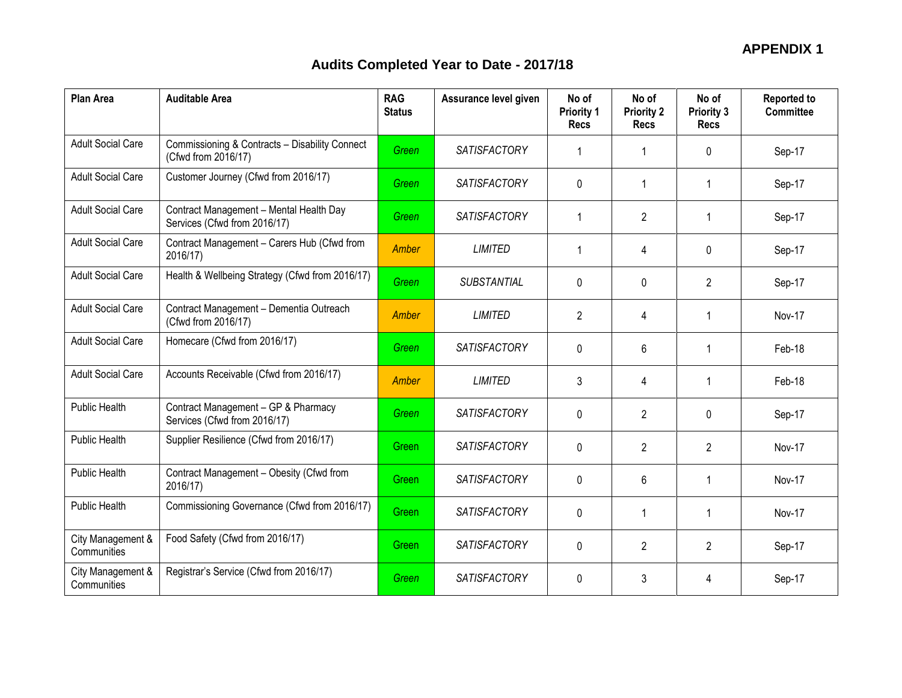**APPENDIX 1**

## Audits Completed Year to Date - 2017/18

| Plan Area | Auditable Area | RAG Status | Assurance level given | No of Priority 1 Recs | No of Priority 2 Recs | No of Priority 3 Recs | Reported to Committee |
|---|---|---|---|---|---|---|---|
| Adult Social Care | Commissioning & Contracts – Disability Connect (Cfwd from 2016/17) | *Green* | *SATISFACTORY* | 1 | 1 | 0 | Sep-17 |
| Adult Social Care | Customer Journey (Cfwd from 2016/17) | *Green* | *SATISFACTORY* | 0 | 1 | 1 | Sep-17 |
| Adult Social Care | Contract Management – Mental Health Day Services (Cfwd from 2016/17) | *Green* | *SATISFACTORY* | 1 | 2 | 1 | Sep-17 |
| Adult Social Care | Contract Management – Carers Hub (Cfwd from 2016/17) | *Amber* | *LIMITED* | 1 | 4 | 0 | Sep-17 |
| Adult Social Care | Health & Wellbeing Strategy (Cfwd from 2016/17) | *Green* | *SUBSTANTIAL* | 0 | 0 | 2 | Sep-17 |
| Adult Social Care | Contract Management – Dementia Outreach (Cfwd from 2016/17) | *Amber* | *LIMITED* | 2 | 4 | 1 | Nov-17 |
| Adult Social Care | Homecare (Cfwd from 2016/17) | *Green* | *SATISFACTORY* | 0 | 6 | 1 | Feb-18 |
| Adult Social Care | Accounts Receivable (Cfwd from 2016/17) | *Amber* | *LIMITED* | 3 | 4 | 1 | Feb-18 |
| Public Health | Contract Management – GP & Pharmacy Services (Cfwd from 2016/17) | *Green* | *SATISFACTORY* | 0 | 2 | 0 | Sep-17 |
| Public Health | Supplier Resilience (Cfwd from 2016/17) | Green | *SATISFACTORY* | 0 | 2 | 2 | Nov-17 |
| Public Health | Contract Management – Obesity (Cfwd from 2016/17) | Green | *SATISFACTORY* | 0 | 6 | 1 | Nov-17 |
| Public Health | Commissioning Governance (Cfwd from 2016/17) | Green | *SATISFACTORY* | 0 | 1 | 1 | Nov-17 |
| City Management & Communities | Food Safety (Cfwd from 2016/17) | Green | *SATISFACTORY* | 0 | 2 | 2 | Sep-17 |
| City Management & Communities | Registrar's Service (Cfwd from 2016/17) | *Green* | *SATISFACTORY* | 0 | 3 | 4 | Sep-17 |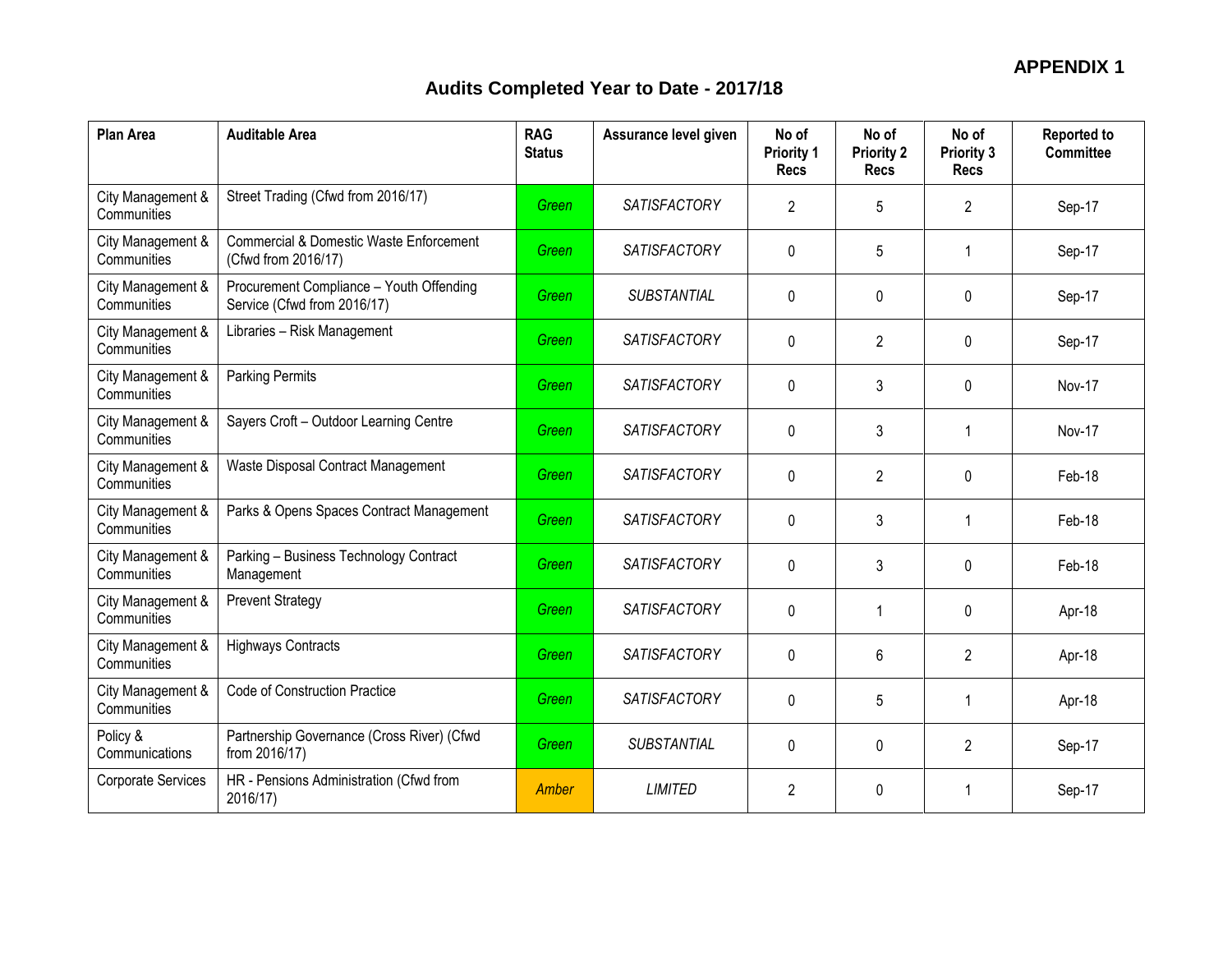**APPENDIX 1**

# Audits Completed Year to Date - 2017/18

| Plan Area | Auditable Area | RAG Status | Assurance level given | No of Priority 1 Recs | No of Priority 2 Recs | No of Priority 3 Recs | Reported to Committee |
|---|---|---|---|---|---|---|---|
| City Management & Communities | Street Trading (Cfwd from 2016/17) | *Green* | *SATISFACTORY* | 2 | 5 | 2 | Sep-17 |
| City Management & Communities | Commercial & Domestic Waste Enforcement (Cfwd from 2016/17) | *Green* | *SATISFACTORY* | 0 | 5 | 1 | Sep-17 |
| City Management & Communities | Procurement Compliance – Youth Offending Service (Cfwd from 2016/17) | *Green* | *SUBSTANTIAL* | 0 | 0 | 0 | Sep-17 |
| City Management & Communities | Libraries – Risk Management | *Green* | *SATISFACTORY* | 0 | 2 | 0 | Sep-17 |
| City Management & Communities | Parking Permits | *Green* | *SATISFACTORY* | 0 | 3 | 0 | Nov-17 |
| City Management & Communities | Sayers Croft – Outdoor Learning Centre | *Green* | *SATISFACTORY* | 0 | 3 | 1 | Nov-17 |
| City Management & Communities | Waste Disposal Contract Management | *Green* | *SATISFACTORY* | 0 | 2 | 0 | Feb-18 |
| City Management & Communities | Parks & Opens Spaces Contract Management | *Green* | *SATISFACTORY* | 0 | 3 | 1 | Feb-18 |
| City Management & Communities | Parking – Business Technology Contract Management | *Green* | *SATISFACTORY* | 0 | 3 | 0 | Feb-18 |
| City Management & Communities | Prevent Strategy | *Green* | *SATISFACTORY* | 0 | 1 | 0 | Apr-18 |
| City Management & Communities | Highways Contracts | *Green* | *SATISFACTORY* | 0 | 6 | 2 | Apr-18 |
| City Management & Communities | Code of Construction Practice | *Green* | *SATISFACTORY* | 0 | 5 | 1 | Apr-18 |
| Policy & Communications | Partnership Governance (Cross River) (Cfwd from 2016/17) | *Green* | *SUBSTANTIAL* | 0 | 0 | 2 | Sep-17 |
| Corporate Services | HR - Pensions Administration (Cfwd from 2016/17) | *Amber* | *LIMITED* | 2 | 0 | 1 | Sep-17 |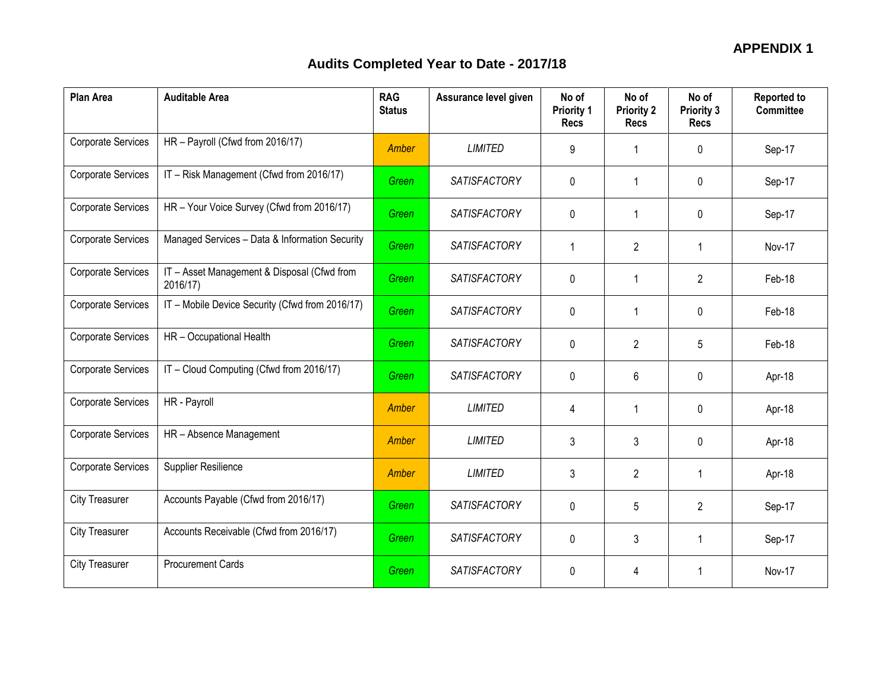**APPENDIX 1**

# Audits Completed Year to Date - 2017/18

| Plan Area | Auditable Area | RAG Status | Assurance level given | No of Priority 1 Recs | No of Priority 2 Recs | No of Priority 3 Recs | Reported to Committee |
|---|---|---|---|---|---|---|---|
| Corporate Services | HR – Payroll (Cfwd from 2016/17) | *Amber* | *LIMITED* | 9 | 1 | 0 | Sep-17 |
| Corporate Services | IT – Risk Management (Cfwd from 2016/17) | *Green* | *SATISFACTORY* | 0 | 1 | 0 | Sep-17 |
| Corporate Services | HR – Your Voice Survey (Cfwd from 2016/17) | *Green* | *SATISFACTORY* | 0 | 1 | 0 | Sep-17 |
| Corporate Services | Managed Services – Data & Information Security | *Green* | *SATISFACTORY* | 1 | 2 | 1 | Nov-17 |
| Corporate Services | IT – Asset Management & Disposal (Cfwd from 2016/17) | *Green* | *SATISFACTORY* | 0 | 1 | 2 | Feb-18 |
| Corporate Services | IT – Mobile Device Security (Cfwd from 2016/17) | *Green* | *SATISFACTORY* | 0 | 1 | 0 | Feb-18 |
| Corporate Services | HR – Occupational Health | *Green* | *SATISFACTORY* | 0 | 2 | 5 | Feb-18 |
| Corporate Services | IT – Cloud Computing (Cfwd from 2016/17) | *Green* | *SATISFACTORY* | 0 | 6 | 0 | Apr-18 |
| Corporate Services | HR - Payroll | *Amber* | *LIMITED* | 4 | 1 | 0 | Apr-18 |
| Corporate Services | HR – Absence Management | *Amber* | *LIMITED* | 3 | 3 | 0 | Apr-18 |
| Corporate Services | Supplier Resilience | *Amber* | *LIMITED* | 3 | 2 | 1 | Apr-18 |
| City Treasurer | Accounts Payable (Cfwd from 2016/17) | *Green* | *SATISFACTORY* | 0 | 5 | 2 | Sep-17 |
| City Treasurer | Accounts Receivable (Cfwd from 2016/17) | *Green* | *SATISFACTORY* | 0 | 3 | 1 | Sep-17 |
| City Treasurer | Procurement Cards | *Green* | *SATISFACTORY* | 0 | 4 | 1 | Nov-17 |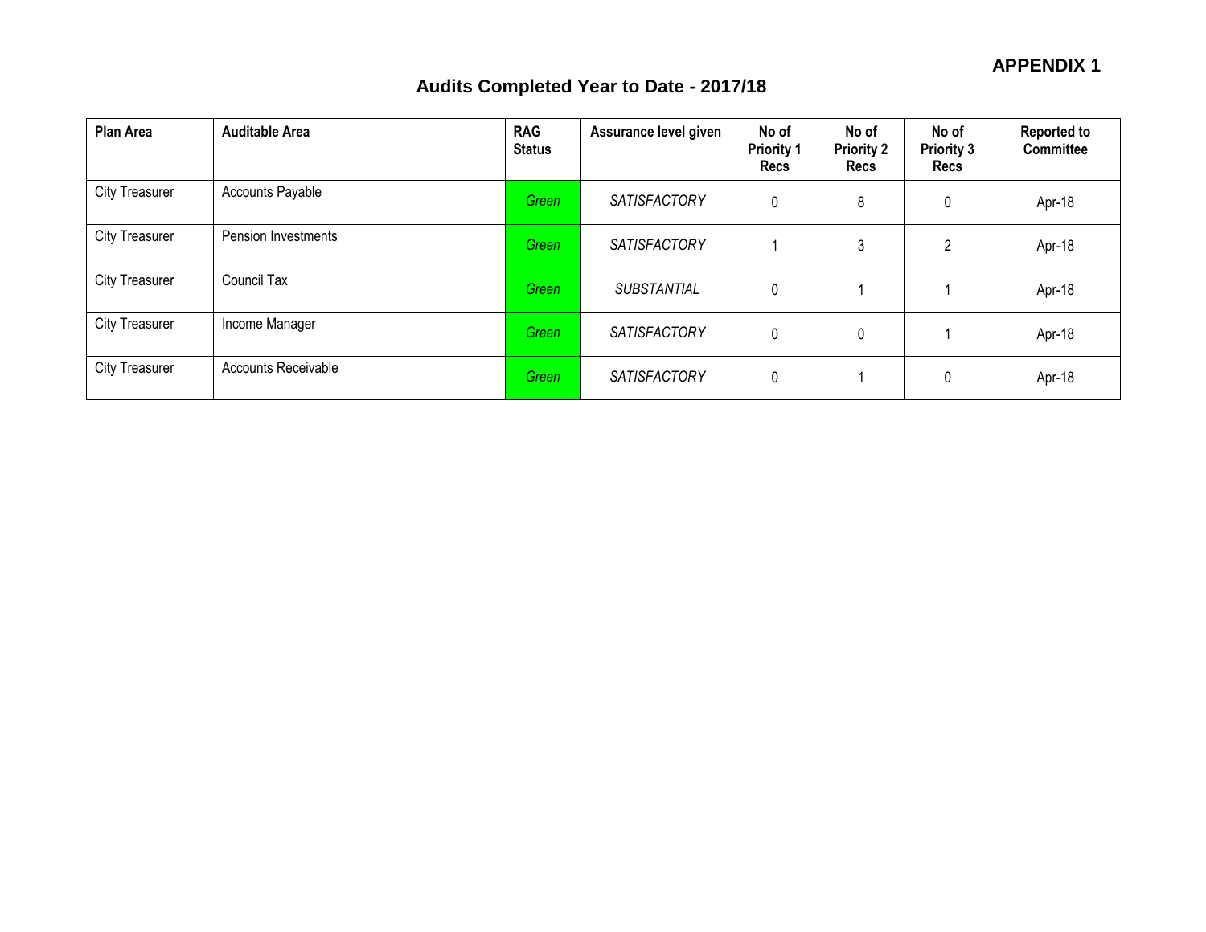**APPENDIX 1**

## Audits Completed Year to Date - 2017/18

| Plan Area | Auditable Area | RAG Status | Assurance level given | No of Priority 1 Recs | No of Priority 2 Recs | No of Priority 3 Recs | Reported to Committee |
|---|---|---|---|---|---|---|---|
| City Treasurer | Accounts Payable | *Green* | *SATISFACTORY* | 0 | 8 | 0 | Apr-18 |
| City Treasurer | Pension Investments | *Green* | *SATISFACTORY* | 1 | 3 | 2 | Apr-18 |
| City Treasurer | Council Tax | *Green* | *SUBSTANTIAL* | 0 | 1 | 1 | Apr-18 |
| City Treasurer | Income Manager | *Green* | *SATISFACTORY* | 0 | 0 | 1 | Apr-18 |
| City Treasurer | Accounts Receivable | *Green* | *SATISFACTORY* | 0 | 1 | 0 | Apr-18 |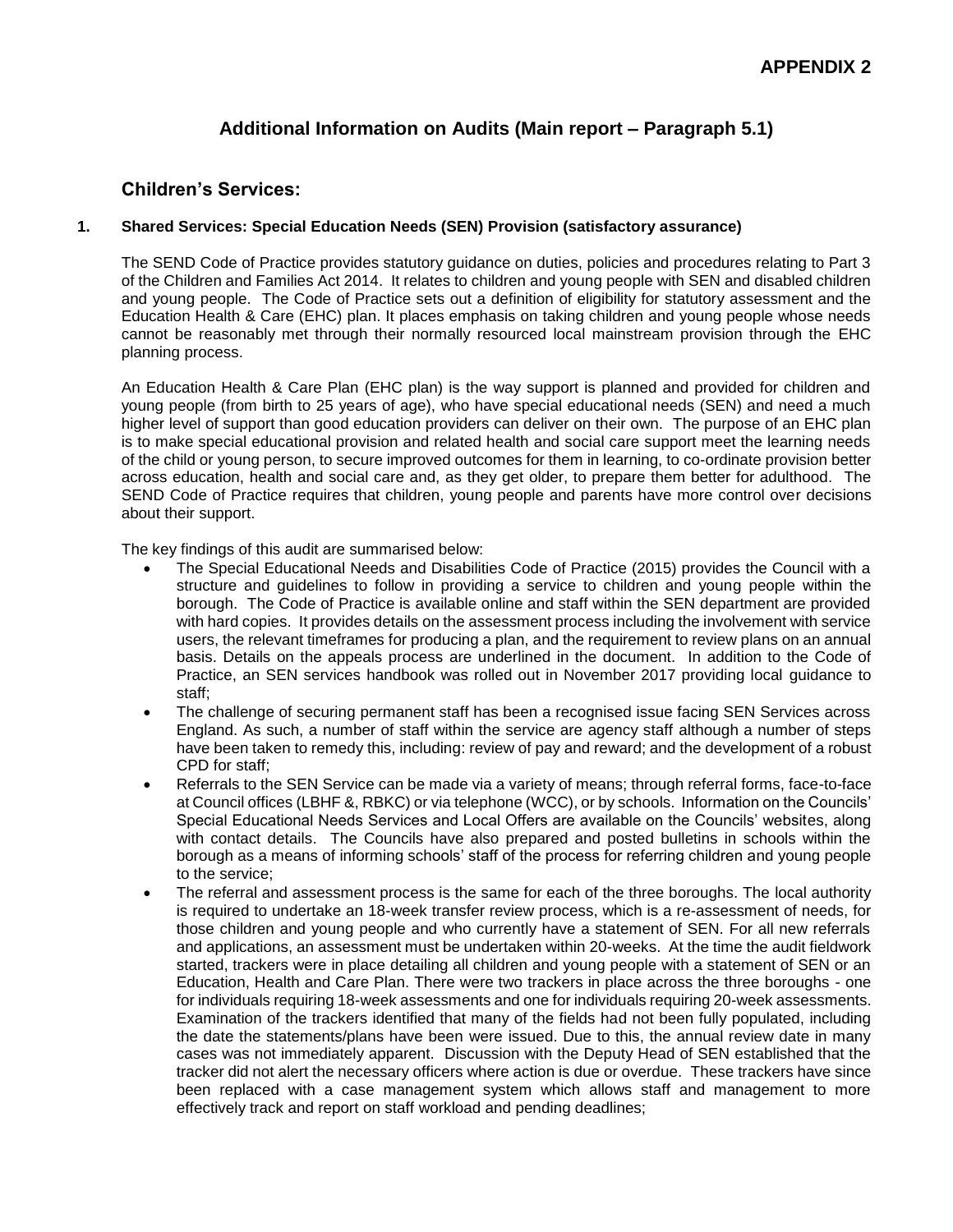**APPENDIX 2**

# Additional Information on Audits (Main report – Paragraph 5.1)

## Children's Services:

### 1. Shared Services: Special Education Needs (SEN) Provision (satisfactory assurance)

The SEND Code of Practice provides statutory guidance on duties, policies and procedures relating to Part 3 of the Children and Families Act 2014. It relates to children and young people with SEN and disabled children and young people. The Code of Practice sets out a definition of eligibility for statutory assessment and the Education Health & Care (EHC) plan. It places emphasis on taking children and young people whose needs cannot be reasonably met through their normally resourced local mainstream provision through the EHC planning process.

An Education Health & Care Plan (EHC plan) is the way support is planned and provided for children and young people (from birth to 25 years of age), who have special educational needs (SEN) and need a much higher level of support than good education providers can deliver on their own. The purpose of an EHC plan is to make special educational provision and related health and social care support meet the learning needs of the child or young person, to secure improved outcomes for them in learning, to co-ordinate provision better across education, health and social care and, as they get older, to prepare them better for adulthood. The SEND Code of Practice requires that children, young people and parents have more control over decisions about their support.

The key findings of this audit are summarised below:

- The Special Educational Needs and Disabilities Code of Practice (2015) provides the Council with a structure and guidelines to follow in providing a service to children and young people within the borough. The Code of Practice is available online and staff within the SEN department are provided with hard copies. It provides details on the assessment process including the involvement with service users, the relevant timeframes for producing a plan, and the requirement to review plans on an annual basis. Details on the appeals process are underlined in the document. In addition to the Code of Practice, an SEN services handbook was rolled out in November 2017 providing local guidance to staff;
- The challenge of securing permanent staff has been a recognised issue facing SEN Services across England. As such, a number of staff within the service are agency staff although a number of steps have been taken to remedy this, including: review of pay and reward; and the development of a robust CPD for staff;
- Referrals to the SEN Service can be made via a variety of means; through referral forms, face-to-face at Council offices (LBHF &, RBKC) or via telephone (WCC), or by schools. Information on the Councils' Special Educational Needs Services and Local Offers are available on the Councils' websites, along with contact details. The Councils have also prepared and posted bulletins in schools within the borough as a means of informing schools' staff of the process for referring children and young people to the service;
- The referral and assessment process is the same for each of the three boroughs. The local authority is required to undertake an 18-week transfer review process, which is a re-assessment of needs, for those children and young people and who currently have a statement of SEN. For all new referrals and applications, an assessment must be undertaken within 20-weeks. At the time the audit fieldwork started, trackers were in place detailing all children and young people with a statement of SEN or an Education, Health and Care Plan. There were two trackers in place across the three boroughs - one for individuals requiring 18-week assessments and one for individuals requiring 20-week assessments. Examination of the trackers identified that many of the fields had not been fully populated, including the date the statements/plans have been were issued. Due to this, the annual review date in many cases was not immediately apparent. Discussion with the Deputy Head of SEN established that the tracker did not alert the necessary officers where action is due or overdue. These trackers have since been replaced with a case management system which allows staff and management to more effectively track and report on staff workload and pending deadlines;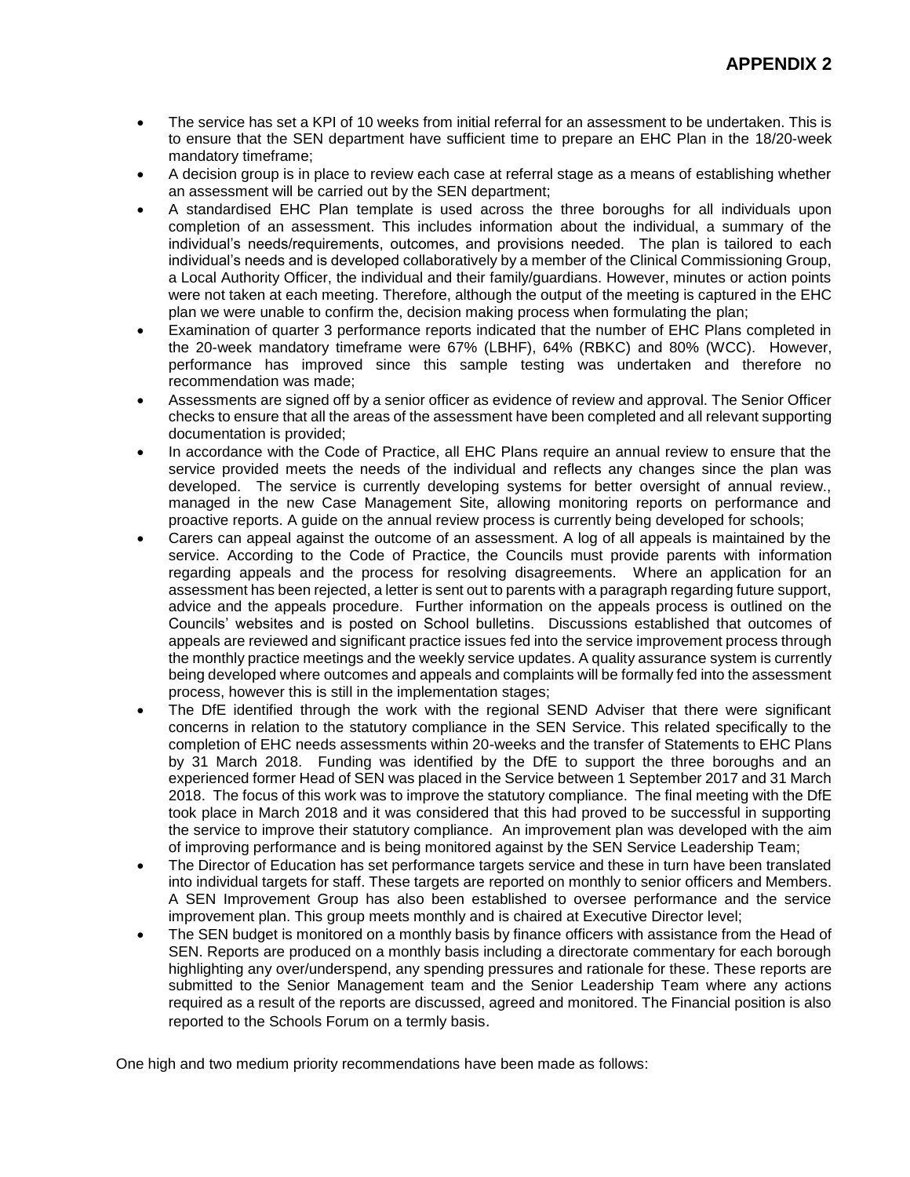**APPENDIX 2**

- The service has set a KPI of 10 weeks from initial referral for an assessment to be undertaken. This is to ensure that the SEN department have sufficient time to prepare an EHC Plan in the 18/20-week mandatory timeframe;
- A decision group is in place to review each case at referral stage as a means of establishing whether an assessment will be carried out by the SEN department;
- A standardised EHC Plan template is used across the three boroughs for all individuals upon completion of an assessment. This includes information about the individual, a summary of the individual's needs/requirements, outcomes, and provisions needed. The plan is tailored to each individual's needs and is developed collaboratively by a member of the Clinical Commissioning Group, a Local Authority Officer, the individual and their family/guardians. However, minutes or action points were not taken at each meeting. Therefore, although the output of the meeting is captured in the EHC plan we were unable to confirm the, decision making process when formulating the plan;
- Examination of quarter 3 performance reports indicated that the number of EHC Plans completed in the 20-week mandatory timeframe were 67% (LBHF), 64% (RBKC) and 80% (WCC). However, performance has improved since this sample testing was undertaken and therefore no recommendation was made;
- Assessments are signed off by a senior officer as evidence of review and approval. The Senior Officer checks to ensure that all the areas of the assessment have been completed and all relevant supporting documentation is provided;
- In accordance with the Code of Practice, all EHC Plans require an annual review to ensure that the service provided meets the needs of the individual and reflects any changes since the plan was developed. The service is currently developing systems for better oversight of annual review., managed in the new Case Management Site, allowing monitoring reports on performance and proactive reports. A guide on the annual review process is currently being developed for schools;
- Carers can appeal against the outcome of an assessment. A log of all appeals is maintained by the service. According to the Code of Practice, the Councils must provide parents with information regarding appeals and the process for resolving disagreements. Where an application for an assessment has been rejected, a letter is sent out to parents with a paragraph regarding future support, advice and the appeals procedure. Further information on the appeals process is outlined on the Councils' websites and is posted on School bulletins. Discussions established that outcomes of appeals are reviewed and significant practice issues fed into the service improvement process through the monthly practice meetings and the weekly service updates. A quality assurance system is currently being developed where outcomes and appeals and complaints will be formally fed into the assessment process, however this is still in the implementation stages;
- The DfE identified through the work with the regional SEND Adviser that there were significant concerns in relation to the statutory compliance in the SEN Service. This related specifically to the completion of EHC needs assessments within 20-weeks and the transfer of Statements to EHC Plans by 31 March 2018. Funding was identified by the DfE to support the three boroughs and an experienced former Head of SEN was placed in the Service between 1 September 2017 and 31 March 2018. The focus of this work was to improve the statutory compliance. The final meeting with the DfE took place in March 2018 and it was considered that this had proved to be successful in supporting the service to improve their statutory compliance. An improvement plan was developed with the aim of improving performance and is being monitored against by the SEN Service Leadership Team;
- The Director of Education has set performance targets service and these in turn have been translated into individual targets for staff. These targets are reported on monthly to senior officers and Members. A SEN Improvement Group has also been established to oversee performance and the service improvement plan. This group meets monthly and is chaired at Executive Director level;
- The SEN budget is monitored on a monthly basis by finance officers with assistance from the Head of SEN. Reports are produced on a monthly basis including a directorate commentary for each borough highlighting any over/underspend, any spending pressures and rationale for these. These reports are submitted to the Senior Management team and the Senior Leadership Team where any actions required as a result of the reports are discussed, agreed and monitored. The Financial position is also reported to the Schools Forum on a termly basis.

One high and two medium priority recommendations have been made as follows: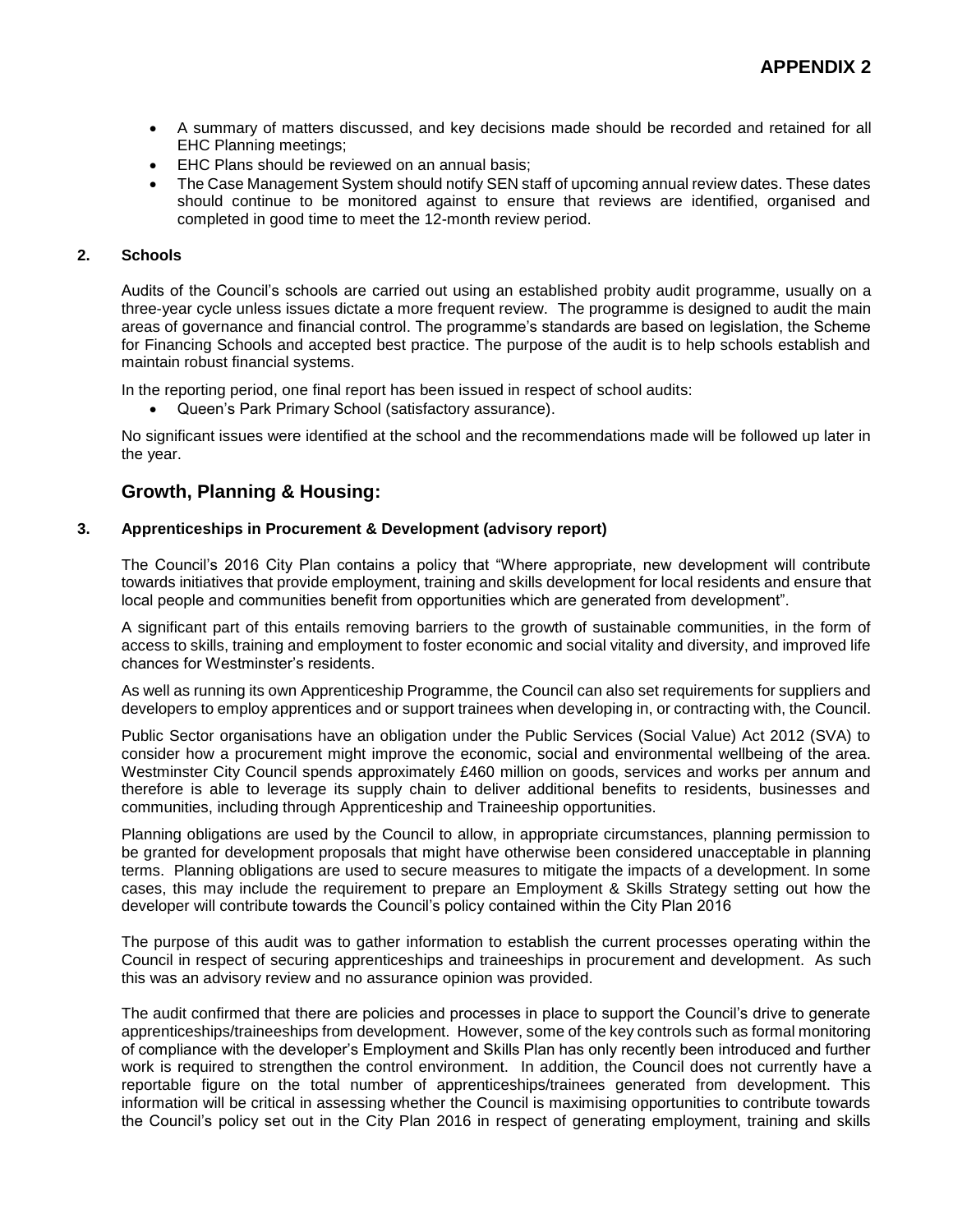**APPENDIX 2**

- A summary of matters discussed, and key decisions made should be recorded and retained for all EHC Planning meetings;
- EHC Plans should be reviewed on an annual basis;
- The Case Management System should notify SEN staff of upcoming annual review dates. These dates should continue to be monitored against to ensure that reviews are identified, organised and completed in good time to meet the 12-month review period.

### 2. Schools

Audits of the Council's schools are carried out using an established probity audit programme, usually on a three-year cycle unless issues dictate a more frequent review. The programme is designed to audit the main areas of governance and financial control. The programme's standards are based on legislation, the Scheme for Financing Schools and accepted best practice. The purpose of the audit is to help schools establish and maintain robust financial systems.

In the reporting period, one final report has been issued in respect of school audits:

- Queen's Park Primary School (satisfactory assurance).

No significant issues were identified at the school and the recommendations made will be followed up later in the year.

## Growth, Planning & Housing:

### 3. Apprenticeships in Procurement & Development (advisory report)

The Council's 2016 City Plan contains a policy that "Where appropriate, new development will contribute towards initiatives that provide employment, training and skills development for local residents and ensure that local people and communities benefit from opportunities which are generated from development".

A significant part of this entails removing barriers to the growth of sustainable communities, in the form of access to skills, training and employment to foster economic and social vitality and diversity, and improved life chances for Westminster's residents.

As well as running its own Apprenticeship Programme, the Council can also set requirements for suppliers and developers to employ apprentices and or support trainees when developing in, or contracting with, the Council.

Public Sector organisations have an obligation under the Public Services (Social Value) Act 2012 (SVA) to consider how a procurement might improve the economic, social and environmental wellbeing of the area. Westminster City Council spends approximately £460 million on goods, services and works per annum and therefore is able to leverage its supply chain to deliver additional benefits to residents, businesses and communities, including through Apprenticeship and Traineeship opportunities.

Planning obligations are used by the Council to allow, in appropriate circumstances, planning permission to be granted for development proposals that might have otherwise been considered unacceptable in planning terms. Planning obligations are used to secure measures to mitigate the impacts of a development. In some cases, this may include the requirement to prepare an Employment & Skills Strategy setting out how the developer will contribute towards the Council's policy contained within the City Plan 2016

The purpose of this audit was to gather information to establish the current processes operating within the Council in respect of securing apprenticeships and traineeships in procurement and development. As such this was an advisory review and no assurance opinion was provided.

The audit confirmed that there are policies and processes in place to support the Council's drive to generate apprenticeships/traineeships from development. However, some of the key controls such as formal monitoring of compliance with the developer's Employment and Skills Plan has only recently been introduced and further work is required to strengthen the control environment. In addition, the Council does not currently have a reportable figure on the total number of apprenticeships/trainees generated from development. This information will be critical in assessing whether the Council is maximising opportunities to contribute towards the Council's policy set out in the City Plan 2016 in respect of generating employment, training and skills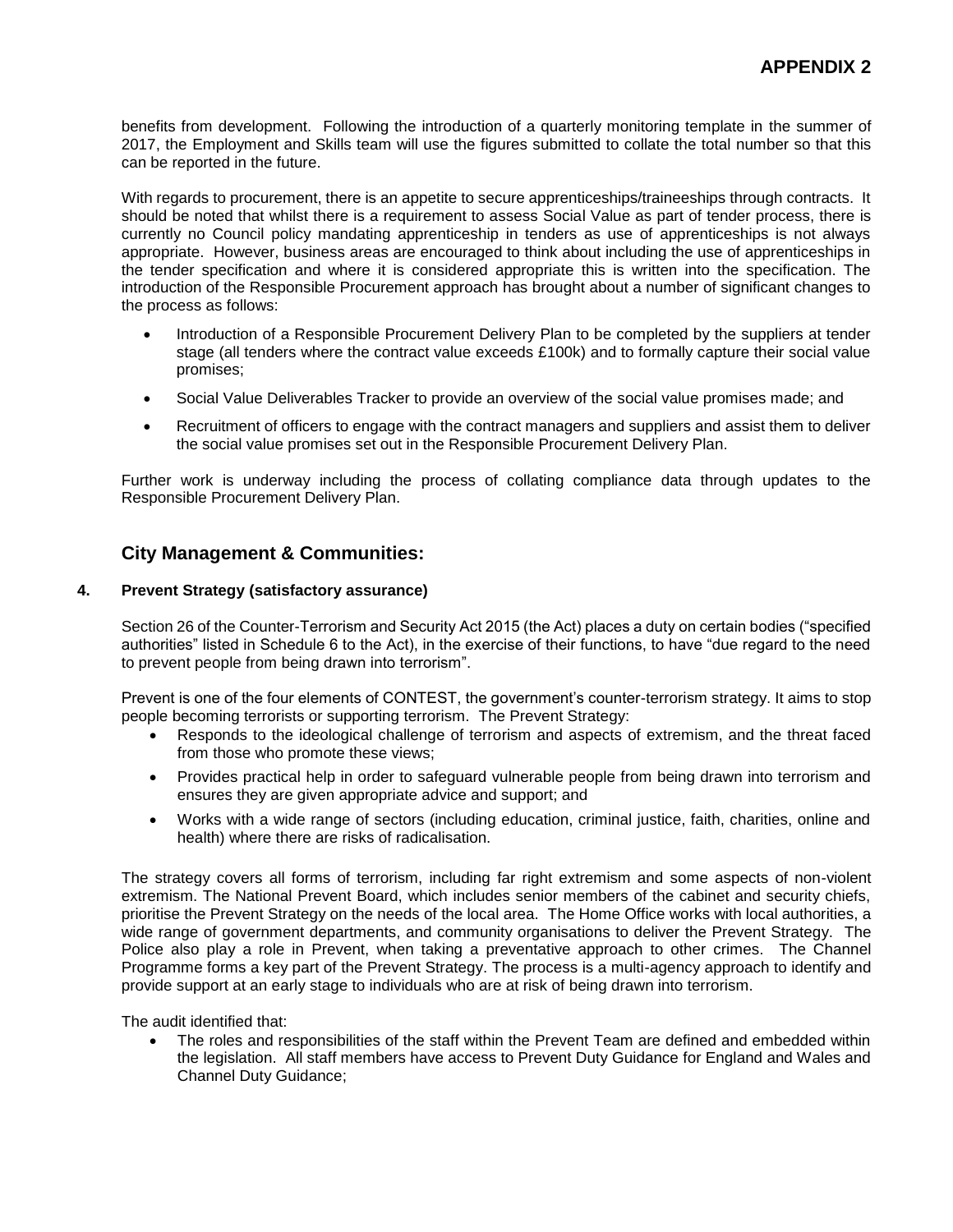benefits from development. Following the introduction of a quarterly monitoring template in the summer of 2017, the Employment and Skills team will use the figures submitted to collate the total number so that this can be reported in the future.

With regards to procurement, there is an appetite to secure apprenticeships/traineeships through contracts. It should be noted that whilst there is a requirement to assess Social Value as part of tender process, there is currently no Council policy mandating apprenticeship in tenders as use of apprenticeships is not always appropriate. However, business areas are encouraged to think about including the use of apprenticeships in the tender specification and where it is considered appropriate this is written into the specification. The introduction of the Responsible Procurement approach has brought about a number of significant changes to the process as follows:

- Introduction of a Responsible Procurement Delivery Plan to be completed by the suppliers at tender stage (all tenders where the contract value exceeds £100k) and to formally capture their social value promises;
- Social Value Deliverables Tracker to provide an overview of the social value promises made; and
- Recruitment of officers to engage with the contract managers and suppliers and assist them to deliver the social value promises set out in the Responsible Procurement Delivery Plan.

Further work is underway including the process of collating compliance data through updates to the Responsible Procurement Delivery Plan.

## City Management & Communities:

### 4. Prevent Strategy (satisfactory assurance)

Section 26 of the Counter-Terrorism and Security Act 2015 (the Act) places a duty on certain bodies ("specified authorities" listed in Schedule 6 to the Act), in the exercise of their functions, to have "due regard to the need to prevent people from being drawn into terrorism".

Prevent is one of the four elements of CONTEST, the government's counter-terrorism strategy. It aims to stop people becoming terrorists or supporting terrorism. The Prevent Strategy:

- Responds to the ideological challenge of terrorism and aspects of extremism, and the threat faced from those who promote these views;
- Provides practical help in order to safeguard vulnerable people from being drawn into terrorism and ensures they are given appropriate advice and support; and
- Works with a wide range of sectors (including education, criminal justice, faith, charities, online and health) where there are risks of radicalisation.

The strategy covers all forms of terrorism, including far right extremism and some aspects of non-violent extremism. The National Prevent Board, which includes senior members of the cabinet and security chiefs, prioritise the Prevent Strategy on the needs of the local area. The Home Office works with local authorities, a wide range of government departments, and community organisations to deliver the Prevent Strategy. The Police also play a role in Prevent, when taking a preventative approach to other crimes. The Channel Programme forms a key part of the Prevent Strategy. The process is a multi-agency approach to identify and provide support at an early stage to individuals who are at risk of being drawn into terrorism.

The audit identified that:

- The roles and responsibilities of the staff within the Prevent Team are defined and embedded within the legislation. All staff members have access to Prevent Duty Guidance for England and Wales and Channel Duty Guidance;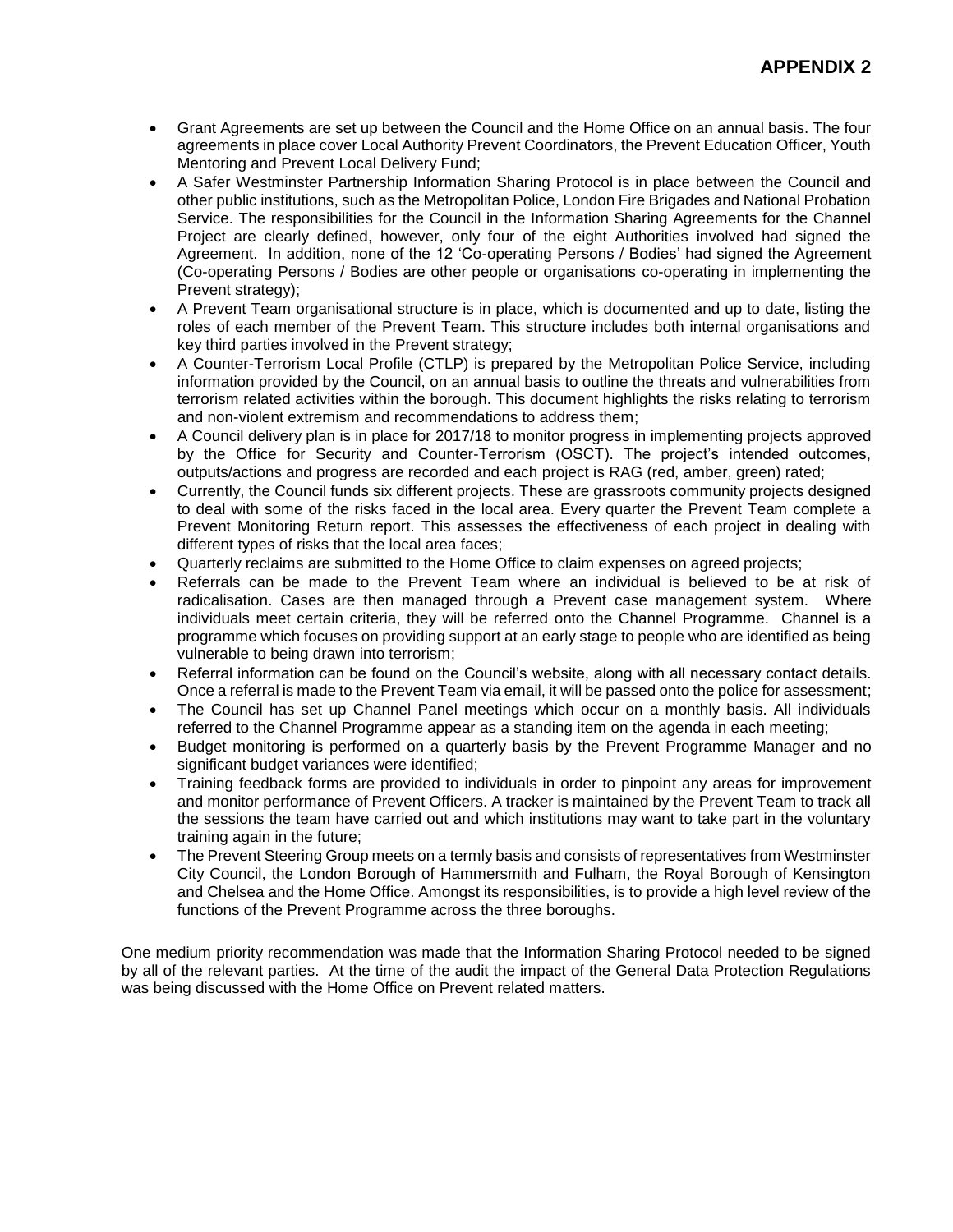**APPENDIX 2**

- Grant Agreements are set up between the Council and the Home Office on an annual basis. The four agreements in place cover Local Authority Prevent Coordinators, the Prevent Education Officer, Youth Mentoring and Prevent Local Delivery Fund;
- A Safer Westminster Partnership Information Sharing Protocol is in place between the Council and other public institutions, such as the Metropolitan Police, London Fire Brigades and National Probation Service. The responsibilities for the Council in the Information Sharing Agreements for the Channel Project are clearly defined, however, only four of the eight Authorities involved had signed the Agreement. In addition, none of the 12 'Co-operating Persons / Bodies' had signed the Agreement (Co-operating Persons / Bodies are other people or organisations co-operating in implementing the Prevent strategy);
- A Prevent Team organisational structure is in place, which is documented and up to date, listing the roles of each member of the Prevent Team. This structure includes both internal organisations and key third parties involved in the Prevent strategy;
- A Counter-Terrorism Local Profile (CTLP) is prepared by the Metropolitan Police Service, including information provided by the Council, on an annual basis to outline the threats and vulnerabilities from terrorism related activities within the borough. This document highlights the risks relating to terrorism and non-violent extremism and recommendations to address them;
- A Council delivery plan is in place for 2017/18 to monitor progress in implementing projects approved by the Office for Security and Counter-Terrorism (OSCT). The project's intended outcomes, outputs/actions and progress are recorded and each project is RAG (red, amber, green) rated;
- Currently, the Council funds six different projects. These are grassroots community projects designed to deal with some of the risks faced in the local area. Every quarter the Prevent Team complete a Prevent Monitoring Return report. This assesses the effectiveness of each project in dealing with different types of risks that the local area faces;
- Quarterly reclaims are submitted to the Home Office to claim expenses on agreed projects;
- Referrals can be made to the Prevent Team where an individual is believed to be at risk of radicalisation. Cases are then managed through a Prevent case management system. Where individuals meet certain criteria, they will be referred onto the Channel Programme. Channel is a programme which focuses on providing support at an early stage to people who are identified as being vulnerable to being drawn into terrorism;
- Referral information can be found on the Council's website, along with all necessary contact details. Once a referral is made to the Prevent Team via email, it will be passed onto the police for assessment;
- The Council has set up Channel Panel meetings which occur on a monthly basis. All individuals referred to the Channel Programme appear as a standing item on the agenda in each meeting;
- Budget monitoring is performed on a quarterly basis by the Prevent Programme Manager and no significant budget variances were identified;
- Training feedback forms are provided to individuals in order to pinpoint any areas for improvement and monitor performance of Prevent Officers. A tracker is maintained by the Prevent Team to track all the sessions the team have carried out and which institutions may want to take part in the voluntary training again in the future;
- The Prevent Steering Group meets on a termly basis and consists of representatives from Westminster City Council, the London Borough of Hammersmith and Fulham, the Royal Borough of Kensington and Chelsea and the Home Office. Amongst its responsibilities, is to provide a high level review of the functions of the Prevent Programme across the three boroughs.

One medium priority recommendation was made that the Information Sharing Protocol needed to be signed by all of the relevant parties. At the time of the audit the impact of the General Data Protection Regulations was being discussed with the Home Office on Prevent related matters.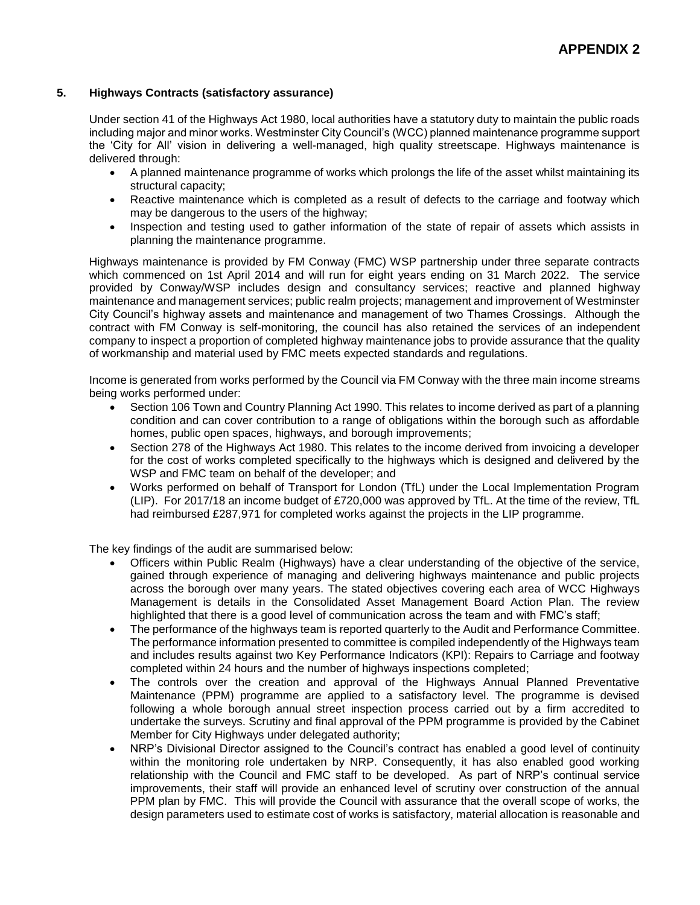# APPENDIX 2

## 5. Highways Contracts (satisfactory assurance)

Under section 41 of the Highways Act 1980, local authorities have a statutory duty to maintain the public roads including major and minor works. Westminster City Council's (WCC) planned maintenance programme support the 'City for All' vision in delivering a well-managed, high quality streetscape. Highways maintenance is delivered through:

- A planned maintenance programme of works which prolongs the life of the asset whilst maintaining its structural capacity;
- Reactive maintenance which is completed as a result of defects to the carriage and footway which may be dangerous to the users of the highway;
- Inspection and testing used to gather information of the state of repair of assets which assists in planning the maintenance programme.

Highways maintenance is provided by FM Conway (FMC) WSP partnership under three separate contracts which commenced on 1st April 2014 and will run for eight years ending on 31 March 2022. The service provided by Conway/WSP includes design and consultancy services; reactive and planned highway maintenance and management services; public realm projects; management and improvement of Westminster City Council's highway assets and maintenance and management of two Thames Crossings. Although the contract with FM Conway is self-monitoring, the council has also retained the services of an independent company to inspect a proportion of completed highway maintenance jobs to provide assurance that the quality of workmanship and material used by FMC meets expected standards and regulations.

Income is generated from works performed by the Council via FM Conway with the three main income streams being works performed under:

- Section 106 Town and Country Planning Act 1990. This relates to income derived as part of a planning condition and can cover contribution to a range of obligations within the borough such as affordable homes, public open spaces, highways, and borough improvements;
- Section 278 of the Highways Act 1980. This relates to the income derived from invoicing a developer for the cost of works completed specifically to the highways which is designed and delivered by the WSP and FMC team on behalf of the developer; and
- Works performed on behalf of Transport for London (TfL) under the Local Implementation Program (LIP). For 2017/18 an income budget of £720,000 was approved by TfL. At the time of the review, TfL had reimbursed £287,971 for completed works against the projects in the LIP programme.

The key findings of the audit are summarised below:

- Officers within Public Realm (Highways) have a clear understanding of the objective of the service, gained through experience of managing and delivering highways maintenance and public projects across the borough over many years. The stated objectives covering each area of WCC Highways Management is details in the Consolidated Asset Management Board Action Plan. The review highlighted that there is a good level of communication across the team and with FMC's staff;
- The performance of the highways team is reported quarterly to the Audit and Performance Committee. The performance information presented to committee is compiled independently of the Highways team and includes results against two Key Performance Indicators (KPI): Repairs to Carriage and footway completed within 24 hours and the number of highways inspections completed;
- The controls over the creation and approval of the Highways Annual Planned Preventative Maintenance (PPM) programme are applied to a satisfactory level. The programme is devised following a whole borough annual street inspection process carried out by a firm accredited to undertake the surveys. Scrutiny and final approval of the PPM programme is provided by the Cabinet Member for City Highways under delegated authority;
- NRP's Divisional Director assigned to the Council's contract has enabled a good level of continuity within the monitoring role undertaken by NRP. Consequently, it has also enabled good working relationship with the Council and FMC staff to be developed. As part of NRP's continual service improvements, their staff will provide an enhanced level of scrutiny over construction of the annual PPM plan by FMC. This will provide the Council with assurance that the overall scope of works, the design parameters used to estimate cost of works is satisfactory, material allocation is reasonable and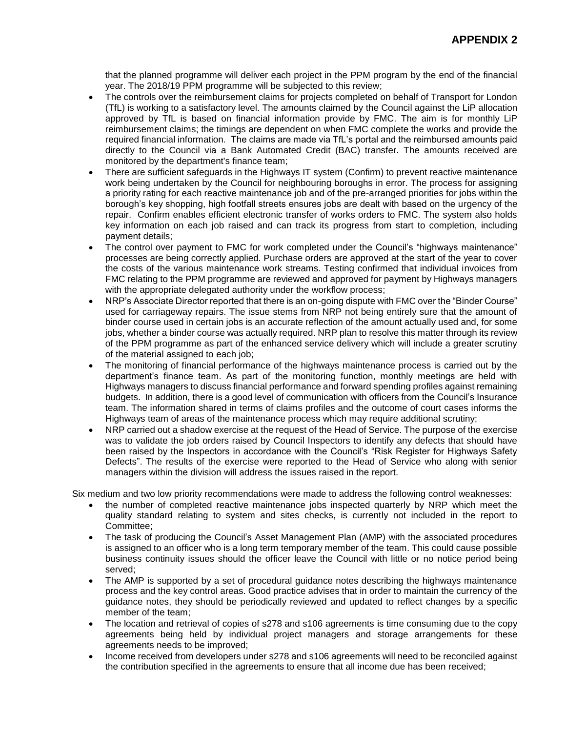that the planned programme will deliver each project in the PPM program by the end of the financial year. The 2018/19 PPM programme will be subjected to this review;

- The controls over the reimbursement claims for projects completed on behalf of Transport for London (TfL) is working to a satisfactory level. The amounts claimed by the Council against the LiP allocation approved by TfL is based on financial information provide by FMC. The aim is for monthly LiP reimbursement claims; the timings are dependent on when FMC complete the works and provide the required financial information. The claims are made via TfL's portal and the reimbursed amounts paid directly to the Council via a Bank Automated Credit (BAC) transfer. The amounts received are monitored by the department's finance team;
- There are sufficient safeguards in the Highways IT system (Confirm) to prevent reactive maintenance work being undertaken by the Council for neighbouring boroughs in error. The process for assigning a priority rating for each reactive maintenance job and of the pre-arranged priorities for jobs within the borough's key shopping, high footfall streets ensures jobs are dealt with based on the urgency of the repair. Confirm enables efficient electronic transfer of works orders to FMC. The system also holds key information on each job raised and can track its progress from start to completion, including payment details;
- The control over payment to FMC for work completed under the Council's "highways maintenance" processes are being correctly applied. Purchase orders are approved at the start of the year to cover the costs of the various maintenance work streams. Testing confirmed that individual invoices from FMC relating to the PPM programme are reviewed and approved for payment by Highways managers with the appropriate delegated authority under the workflow process;
- NRP's Associate Director reported that there is an on-going dispute with FMC over the "Binder Course" used for carriageway repairs. The issue stems from NRP not being entirely sure that the amount of binder course used in certain jobs is an accurate reflection of the amount actually used and, for some jobs, whether a binder course was actually required. NRP plan to resolve this matter through its review of the PPM programme as part of the enhanced service delivery which will include a greater scrutiny of the material assigned to each job;
- The monitoring of financial performance of the highways maintenance process is carried out by the department's finance team. As part of the monitoring function, monthly meetings are held with Highways managers to discuss financial performance and forward spending profiles against remaining budgets. In addition, there is a good level of communication with officers from the Council's Insurance team. The information shared in terms of claims profiles and the outcome of court cases informs the Highways team of areas of the maintenance process which may require additional scrutiny;
- NRP carried out a shadow exercise at the request of the Head of Service. The purpose of the exercise was to validate the job orders raised by Council Inspectors to identify any defects that should have been raised by the Inspectors in accordance with the Council's "Risk Register for Highways Safety Defects". The results of the exercise were reported to the Head of Service who along with senior managers within the division will address the issues raised in the report.

Six medium and two low priority recommendations were made to address the following control weaknesses:

- the number of completed reactive maintenance jobs inspected quarterly by NRP which meet the quality standard relating to system and sites checks, is currently not included in the report to Committee;
- The task of producing the Council's Asset Management Plan (AMP) with the associated procedures is assigned to an officer who is a long term temporary member of the team. This could cause possible business continuity issues should the officer leave the Council with little or no notice period being served;
- The AMP is supported by a set of procedural guidance notes describing the highways maintenance process and the key control areas. Good practice advises that in order to maintain the currency of the guidance notes, they should be periodically reviewed and updated to reflect changes by a specific member of the team;
- The location and retrieval of copies of s278 and s106 agreements is time consuming due to the copy agreements being held by individual project managers and storage arrangements for these agreements needs to be improved;
- Income received from developers under s278 and s106 agreements will need to be reconciled against the contribution specified in the agreements to ensure that all income due has been received;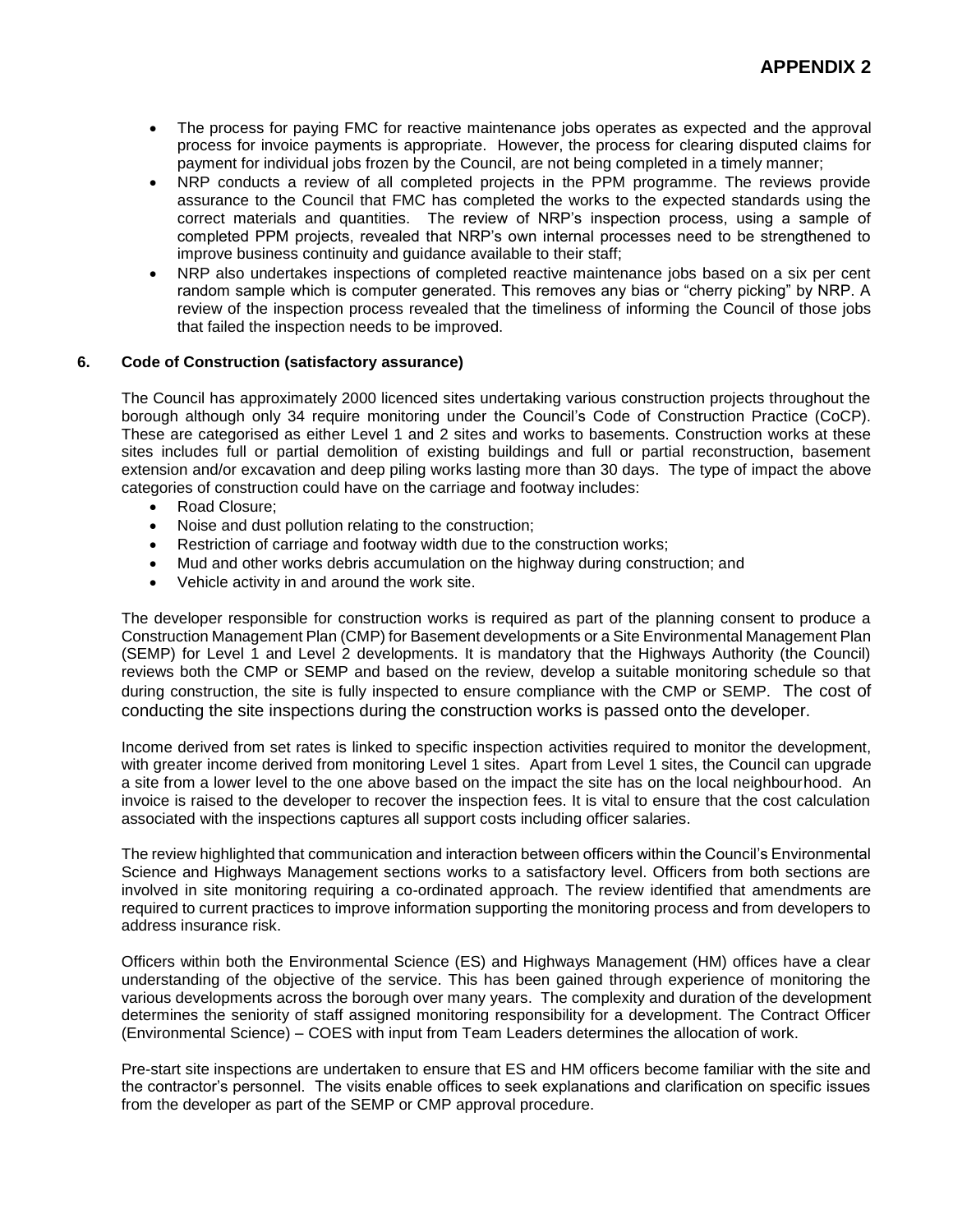- The process for paying FMC for reactive maintenance jobs operates as expected and the approval process for invoice payments is appropriate. However, the process for clearing disputed claims for payment for individual jobs frozen by the Council, are not being completed in a timely manner;
- NRP conducts a review of all completed projects in the PPM programme. The reviews provide assurance to the Council that FMC has completed the works to the expected standards using the correct materials and quantities. The review of NRP's inspection process, using a sample of completed PPM projects, revealed that NRP's own internal processes need to be strengthened to improve business continuity and guidance available to their staff;
- NRP also undertakes inspections of completed reactive maintenance jobs based on a six per cent random sample which is computer generated. This removes any bias or "cherry picking" by NRP. A review of the inspection process revealed that the timeliness of informing the Council of those jobs that failed the inspection needs to be improved.

## 6. Code of Construction (satisfactory assurance)

The Council has approximately 2000 licenced sites undertaking various construction projects throughout the borough although only 34 require monitoring under the Council's Code of Construction Practice (CoCP). These are categorised as either Level 1 and 2 sites and works to basements. Construction works at these sites includes full or partial demolition of existing buildings and full or partial reconstruction, basement extension and/or excavation and deep piling works lasting more than 30 days. The type of impact the above categories of construction could have on the carriage and footway includes:

- Road Closure;
- Noise and dust pollution relating to the construction;
- Restriction of carriage and footway width due to the construction works;
- Mud and other works debris accumulation on the highway during construction; and
- Vehicle activity in and around the work site.

The developer responsible for construction works is required as part of the planning consent to produce a Construction Management Plan (CMP) for Basement developments or a Site Environmental Management Plan (SEMP) for Level 1 and Level 2 developments. It is mandatory that the Highways Authority (the Council) reviews both the CMP or SEMP and based on the review, develop a suitable monitoring schedule so that during construction, the site is fully inspected to ensure compliance with the CMP or SEMP. The cost of conducting the site inspections during the construction works is passed onto the developer.

Income derived from set rates is linked to specific inspection activities required to monitor the development, with greater income derived from monitoring Level 1 sites. Apart from Level 1 sites, the Council can upgrade a site from a lower level to the one above based on the impact the site has on the local neighbourhood. An invoice is raised to the developer to recover the inspection fees. It is vital to ensure that the cost calculation associated with the inspections captures all support costs including officer salaries.

The review highlighted that communication and interaction between officers within the Council's Environmental Science and Highways Management sections works to a satisfactory level. Officers from both sections are involved in site monitoring requiring a co-ordinated approach. The review identified that amendments are required to current practices to improve information supporting the monitoring process and from developers to address insurance risk.

Officers within both the Environmental Science (ES) and Highways Management (HM) offices have a clear understanding of the objective of the service. This has been gained through experience of monitoring the various developments across the borough over many years. The complexity and duration of the development determines the seniority of staff assigned monitoring responsibility for a development. The Contract Officer (Environmental Science) – COES with input from Team Leaders determines the allocation of work.

Pre-start site inspections are undertaken to ensure that ES and HM officers become familiar with the site and the contractor's personnel. The visits enable offices to seek explanations and clarification on specific issues from the developer as part of the SEMP or CMP approval procedure.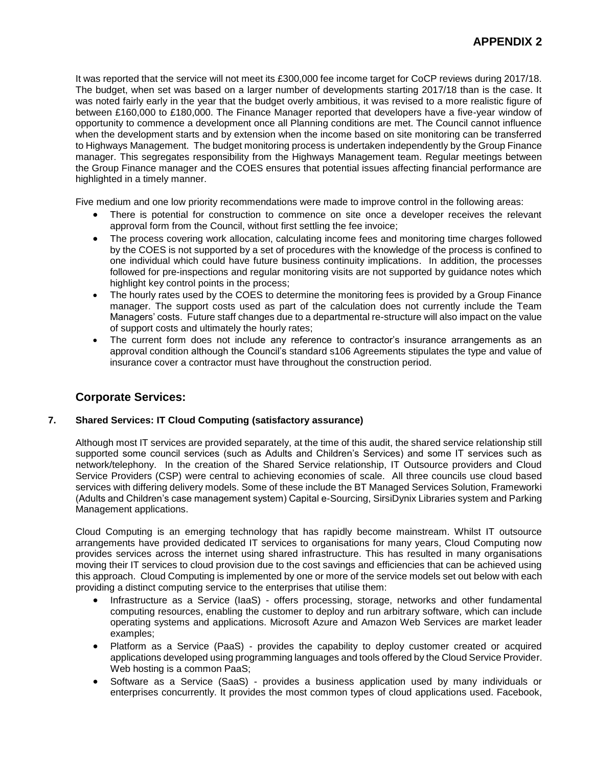It was reported that the service will not meet its £300,000 fee income target for CoCP reviews during 2017/18. The budget, when set was based on a larger number of developments starting 2017/18 than is the case. It was noted fairly early in the year that the budget overly ambitious, it was revised to a more realistic figure of between £160,000 to £180,000. The Finance Manager reported that developers have a five-year window of opportunity to commence a development once all Planning conditions are met. The Council cannot influence when the development starts and by extension when the income based on site monitoring can be transferred to Highways Management. The budget monitoring process is undertaken independently by the Group Finance manager. This segregates responsibility from the Highways Management team. Regular meetings between the Group Finance manager and the COES ensures that potential issues affecting financial performance are highlighted in a timely manner.

Five medium and one low priority recommendations were made to improve control in the following areas:

- There is potential for construction to commence on site once a developer receives the relevant approval form from the Council, without first settling the fee invoice;
- The process covering work allocation, calculating income fees and monitoring time charges followed by the COES is not supported by a set of procedures with the knowledge of the process is confined to one individual which could have future business continuity implications. In addition, the processes followed for pre-inspections and regular monitoring visits are not supported by guidance notes which highlight key control points in the process;
- The hourly rates used by the COES to determine the monitoring fees is provided by a Group Finance manager. The support costs used as part of the calculation does not currently include the Team Managers' costs. Future staff changes due to a departmental re-structure will also impact on the value of support costs and ultimately the hourly rates;
- The current form does not include any reference to contractor's insurance arrangements as an approval condition although the Council's standard s106 Agreements stipulates the type and value of insurance cover a contractor must have throughout the construction period.

## Corporate Services:

### 7. Shared Services: IT Cloud Computing (satisfactory assurance)

Although most IT services are provided separately, at the time of this audit, the shared service relationship still supported some council services (such as Adults and Children's Services) and some IT services such as network/telephony. In the creation of the Shared Service relationship, IT Outsource providers and Cloud Service Providers (CSP) were central to achieving economies of scale. All three councils use cloud based services with differing delivery models. Some of these include the BT Managed Services Solution, Frameworki (Adults and Children's case management system) Capital e-Sourcing, SirsiDynix Libraries system and Parking Management applications.

Cloud Computing is an emerging technology that has rapidly become mainstream. Whilst IT outsource arrangements have provided dedicated IT services to organisations for many years, Cloud Computing now provides services across the internet using shared infrastructure. This has resulted in many organisations moving their IT services to cloud provision due to the cost savings and efficiencies that can be achieved using this approach. Cloud Computing is implemented by one or more of the service models set out below with each providing a distinct computing service to the enterprises that utilise them:

- Infrastructure as a Service (IaaS) - offers processing, storage, networks and other fundamental computing resources, enabling the customer to deploy and run arbitrary software, which can include operating systems and applications. Microsoft Azure and Amazon Web Services are market leader examples;
- Platform as a Service (PaaS) - provides the capability to deploy customer created or acquired applications developed using programming languages and tools offered by the Cloud Service Provider. Web hosting is a common PaaS;
- Software as a Service (SaaS) - provides a business application used by many individuals or enterprises concurrently. It provides the most common types of cloud applications used. Facebook,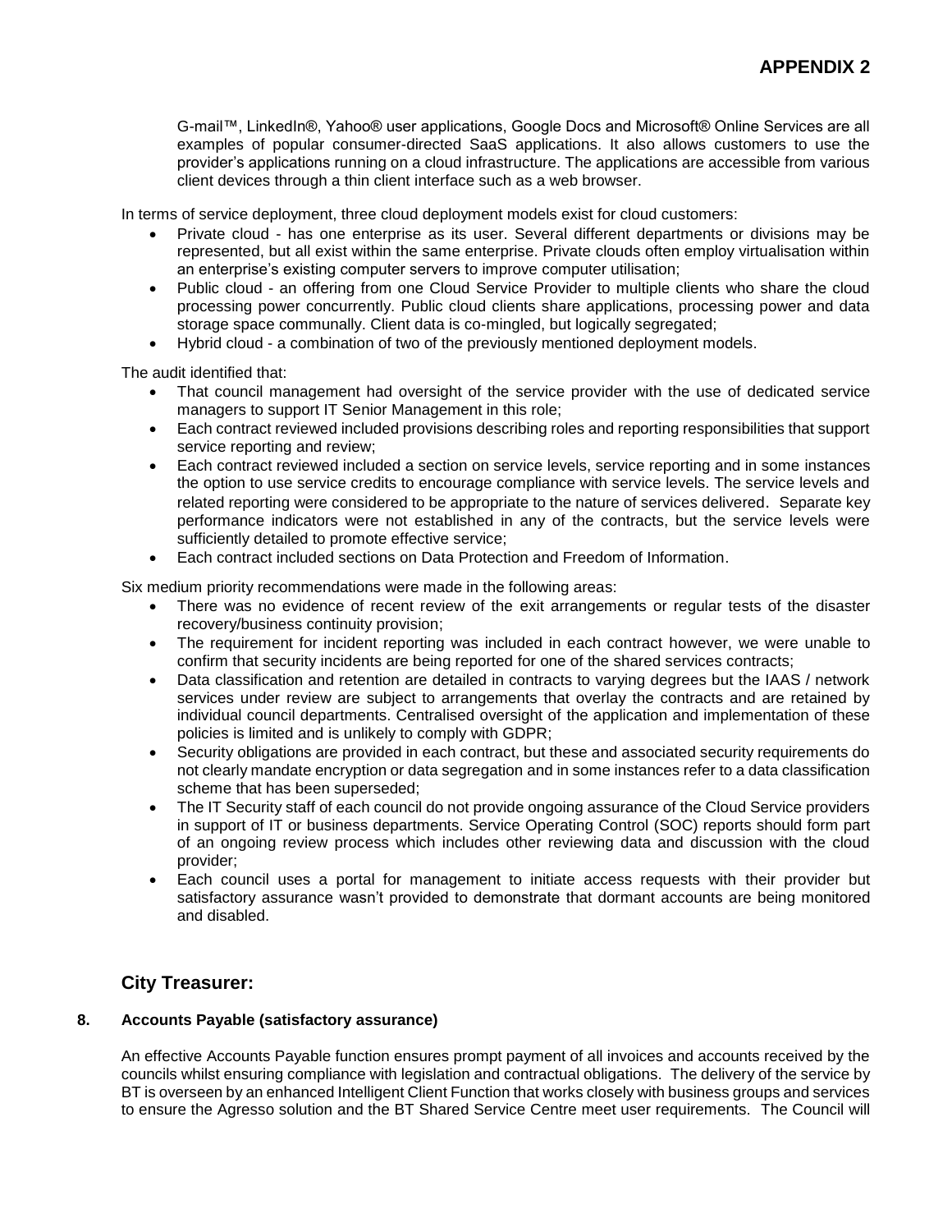G-mail™, LinkedIn®, Yahoo® user applications, Google Docs and Microsoft® Online Services are all examples of popular consumer-directed SaaS applications. It also allows customers to use the provider's applications running on a cloud infrastructure. The applications are accessible from various client devices through a thin client interface such as a web browser.

In terms of service deployment, three cloud deployment models exist for cloud customers:

- Private cloud - has one enterprise as its user. Several different departments or divisions may be represented, but all exist within the same enterprise. Private clouds often employ virtualisation within an enterprise's existing computer servers to improve computer utilisation;
- Public cloud - an offering from one Cloud Service Provider to multiple clients who share the cloud processing power concurrently. Public cloud clients share applications, processing power and data storage space communally. Client data is co-mingled, but logically segregated;
- Hybrid cloud - a combination of two of the previously mentioned deployment models.

The audit identified that:

- That council management had oversight of the service provider with the use of dedicated service managers to support IT Senior Management in this role;
- Each contract reviewed included provisions describing roles and reporting responsibilities that support service reporting and review;
- Each contract reviewed included a section on service levels, service reporting and in some instances the option to use service credits to encourage compliance with service levels. The service levels and related reporting were considered to be appropriate to the nature of services delivered. Separate key performance indicators were not established in any of the contracts, but the service levels were sufficiently detailed to promote effective service;
- Each contract included sections on Data Protection and Freedom of Information.

Six medium priority recommendations were made in the following areas:

- There was no evidence of recent review of the exit arrangements or regular tests of the disaster recovery/business continuity provision;
- The requirement for incident reporting was included in each contract however, we were unable to confirm that security incidents are being reported for one of the shared services contracts;
- Data classification and retention are detailed in contracts to varying degrees but the IAAS / network services under review are subject to arrangements that overlay the contracts and are retained by individual council departments. Centralised oversight of the application and implementation of these policies is limited and is unlikely to comply with GDPR;
- Security obligations are provided in each contract, but these and associated security requirements do not clearly mandate encryption or data segregation and in some instances refer to a data classification scheme that has been superseded;
- The IT Security staff of each council do not provide ongoing assurance of the Cloud Service providers in support of IT or business departments. Service Operating Control (SOC) reports should form part of an ongoing review process which includes other reviewing data and discussion with the cloud provider;
- Each council uses a portal for management to initiate access requests with their provider but satisfactory assurance wasn't provided to demonstrate that dormant accounts are being monitored and disabled.

## City Treasurer:

### 8. Accounts Payable (satisfactory assurance)

An effective Accounts Payable function ensures prompt payment of all invoices and accounts received by the councils whilst ensuring compliance with legislation and contractual obligations. The delivery of the service by BT is overseen by an enhanced Intelligent Client Function that works closely with business groups and services to ensure the Agresso solution and the BT Shared Service Centre meet user requirements. The Council will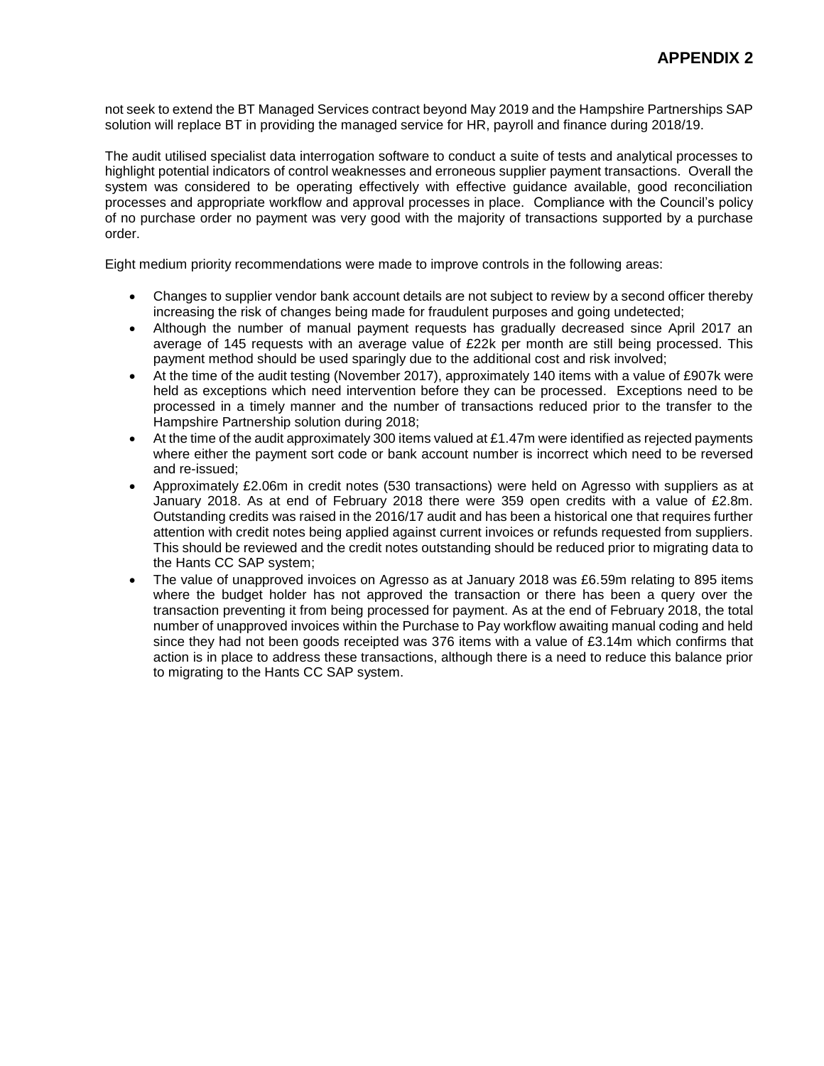not seek to extend the BT Managed Services contract beyond May 2019 and the Hampshire Partnerships SAP solution will replace BT in providing the managed service for HR, payroll and finance during 2018/19.

The audit utilised specialist data interrogation software to conduct a suite of tests and analytical processes to highlight potential indicators of control weaknesses and erroneous supplier payment transactions. Overall the system was considered to be operating effectively with effective guidance available, good reconciliation processes and appropriate workflow and approval processes in place. Compliance with the Council's policy of no purchase order no payment was very good with the majority of transactions supported by a purchase order.

Eight medium priority recommendations were made to improve controls in the following areas:

- Changes to supplier vendor bank account details are not subject to review by a second officer thereby increasing the risk of changes being made for fraudulent purposes and going undetected;
- Although the number of manual payment requests has gradually decreased since April 2017 an average of 145 requests with an average value of £22k per month are still being processed. This payment method should be used sparingly due to the additional cost and risk involved;
- At the time of the audit testing (November 2017), approximately 140 items with a value of £907k were held as exceptions which need intervention before they can be processed. Exceptions need to be processed in a timely manner and the number of transactions reduced prior to the transfer to the Hampshire Partnership solution during 2018;
- At the time of the audit approximately 300 items valued at £1.47m were identified as rejected payments where either the payment sort code or bank account number is incorrect which need to be reversed and re-issued;
- Approximately £2.06m in credit notes (530 transactions) were held on Agresso with suppliers as at January 2018. As at end of February 2018 there were 359 open credits with a value of £2.8m. Outstanding credits was raised in the 2016/17 audit and has been a historical one that requires further attention with credit notes being applied against current invoices or refunds requested from suppliers. This should be reviewed and the credit notes outstanding should be reduced prior to migrating data to the Hants CC SAP system;
- The value of unapproved invoices on Agresso as at January 2018 was £6.59m relating to 895 items where the budget holder has not approved the transaction or there has been a query over the transaction preventing it from being processed for payment. As at the end of February 2018, the total number of unapproved invoices within the Purchase to Pay workflow awaiting manual coding and held since they had not been goods receipted was 376 items with a value of £3.14m which confirms that action is in place to address these transactions, although there is a need to reduce this balance prior to migrating to the Hants CC SAP system.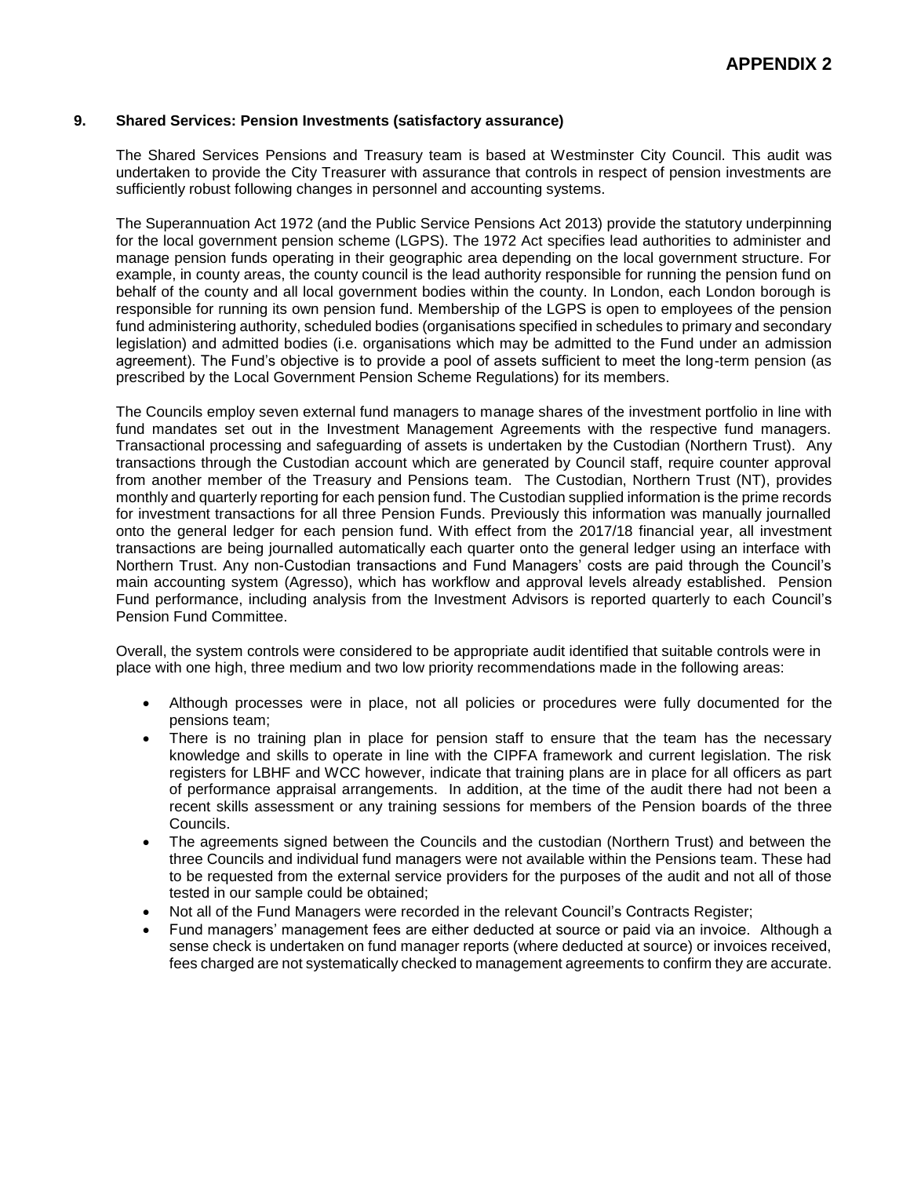# APPENDIX 2

## 9. Shared Services: Pension Investments (satisfactory assurance)

The Shared Services Pensions and Treasury team is based at Westminster City Council. This audit was undertaken to provide the City Treasurer with assurance that controls in respect of pension investments are sufficiently robust following changes in personnel and accounting systems.

The Superannuation Act 1972 (and the Public Service Pensions Act 2013) provide the statutory underpinning for the local government pension scheme (LGPS). The 1972 Act specifies lead authorities to administer and manage pension funds operating in their geographic area depending on the local government structure. For example, in county areas, the county council is the lead authority responsible for running the pension fund on behalf of the county and all local government bodies within the county. In London, each London borough is responsible for running its own pension fund. Membership of the LGPS is open to employees of the pension fund administering authority, scheduled bodies (organisations specified in schedules to primary and secondary legislation) and admitted bodies (i.e. organisations which may be admitted to the Fund under an admission agreement). The Fund's objective is to provide a pool of assets sufficient to meet the long-term pension (as prescribed by the Local Government Pension Scheme Regulations) for its members.

The Councils employ seven external fund managers to manage shares of the investment portfolio in line with fund mandates set out in the Investment Management Agreements with the respective fund managers. Transactional processing and safeguarding of assets is undertaken by the Custodian (Northern Trust). Any transactions through the Custodian account which are generated by Council staff, require counter approval from another member of the Treasury and Pensions team. The Custodian, Northern Trust (NT), provides monthly and quarterly reporting for each pension fund. The Custodian supplied information is the prime records for investment transactions for all three Pension Funds. Previously this information was manually journalled onto the general ledger for each pension fund. With effect from the 2017/18 financial year, all investment transactions are being journalled automatically each quarter onto the general ledger using an interface with Northern Trust. Any non-Custodian transactions and Fund Managers' costs are paid through the Council's main accounting system (Agresso), which has workflow and approval levels already established. Pension Fund performance, including analysis from the Investment Advisors is reported quarterly to each Council's Pension Fund Committee.

Overall, the system controls were considered to be appropriate audit identified that suitable controls were in place with one high, three medium and two low priority recommendations made in the following areas:

- Although processes were in place, not all policies or procedures were fully documented for the pensions team;
- There is no training plan in place for pension staff to ensure that the team has the necessary knowledge and skills to operate in line with the CIPFA framework and current legislation. The risk registers for LBHF and WCC however, indicate that training plans are in place for all officers as part of performance appraisal arrangements. In addition, at the time of the audit there had not been a recent skills assessment or any training sessions for members of the Pension boards of the three Councils.
- The agreements signed between the Councils and the custodian (Northern Trust) and between the three Councils and individual fund managers were not available within the Pensions team. These had to be requested from the external service providers for the purposes of the audit and not all of those tested in our sample could be obtained;
- Not all of the Fund Managers were recorded in the relevant Council's Contracts Register;
- Fund managers' management fees are either deducted at source or paid via an invoice. Although a sense check is undertaken on fund manager reports (where deducted at source) or invoices received, fees charged are not systematically checked to management agreements to confirm they are accurate.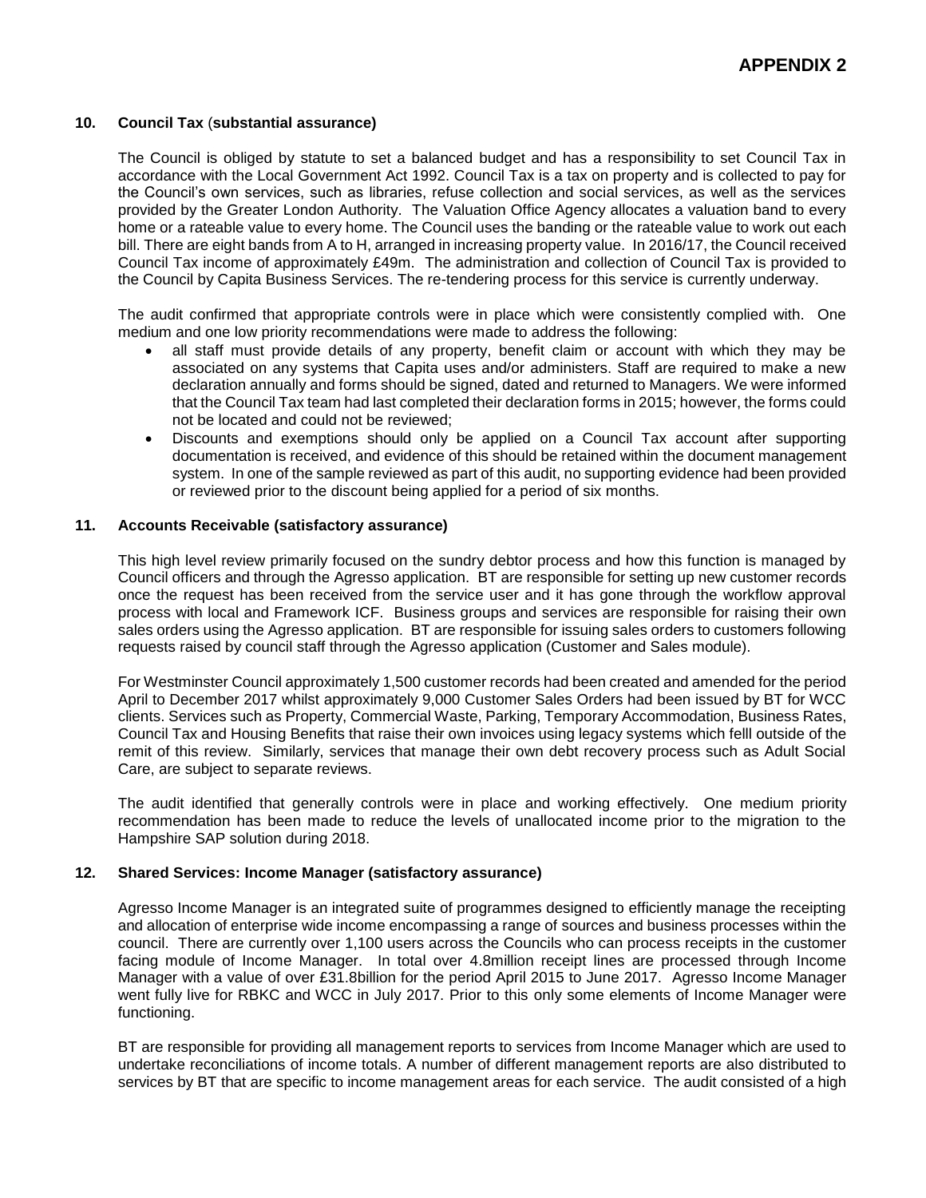# APPENDIX 2

## 10. Council Tax (substantial assurance)

The Council is obliged by statute to set a balanced budget and has a responsibility to set Council Tax in accordance with the Local Government Act 1992. Council Tax is a tax on property and is collected to pay for the Council's own services, such as libraries, refuse collection and social services, as well as the services provided by the Greater London Authority. The Valuation Office Agency allocates a valuation band to every home or a rateable value to every home. The Council uses the banding or the rateable value to work out each bill. There are eight bands from A to H, arranged in increasing property value. In 2016/17, the Council received Council Tax income of approximately £49m. The administration and collection of Council Tax is provided to the Council by Capita Business Services. The re-tendering process for this service is currently underway.

The audit confirmed that appropriate controls were in place which were consistently complied with. One medium and one low priority recommendations were made to address the following:

- all staff must provide details of any property, benefit claim or account with which they may be associated on any systems that Capita uses and/or administers. Staff are required to make a new declaration annually and forms should be signed, dated and returned to Managers. We were informed that the Council Tax team had last completed their declaration forms in 2015; however, the forms could not be located and could not be reviewed;
- Discounts and exemptions should only be applied on a Council Tax account after supporting documentation is received, and evidence of this should be retained within the document management system. In one of the sample reviewed as part of this audit, no supporting evidence had been provided or reviewed prior to the discount being applied for a period of six months.

## 11. Accounts Receivable (satisfactory assurance)

This high level review primarily focused on the sundry debtor process and how this function is managed by Council officers and through the Agresso application. BT are responsible for setting up new customer records once the request has been received from the service user and it has gone through the workflow approval process with local and Framework ICF. Business groups and services are responsible for raising their own sales orders using the Agresso application. BT are responsible for issuing sales orders to customers following requests raised by council staff through the Agresso application (Customer and Sales module).

For Westminster Council approximately 1,500 customer records had been created and amended for the period April to December 2017 whilst approximately 9,000 Customer Sales Orders had been issued by BT for WCC clients. Services such as Property, Commercial Waste, Parking, Temporary Accommodation, Business Rates, Council Tax and Housing Benefits that raise their own invoices using legacy systems which felll outside of the remit of this review. Similarly, services that manage their own debt recovery process such as Adult Social Care, are subject to separate reviews.

The audit identified that generally controls were in place and working effectively. One medium priority recommendation has been made to reduce the levels of unallocated income prior to the migration to the Hampshire SAP solution during 2018.

## 12. Shared Services: Income Manager (satisfactory assurance)

Agresso Income Manager is an integrated suite of programmes designed to efficiently manage the receipting and allocation of enterprise wide income encompassing a range of sources and business processes within the council. There are currently over 1,100 users across the Councils who can process receipts in the customer facing module of Income Manager. In total over 4.8million receipt lines are processed through Income Manager with a value of over £31.8billion for the period April 2015 to June 2017. Agresso Income Manager went fully live for RBKC and WCC in July 2017. Prior to this only some elements of Income Manager were functioning.

BT are responsible for providing all management reports to services from Income Manager which are used to undertake reconciliations of income totals. A number of different management reports are also distributed to services by BT that are specific to income management areas for each service. The audit consisted of a high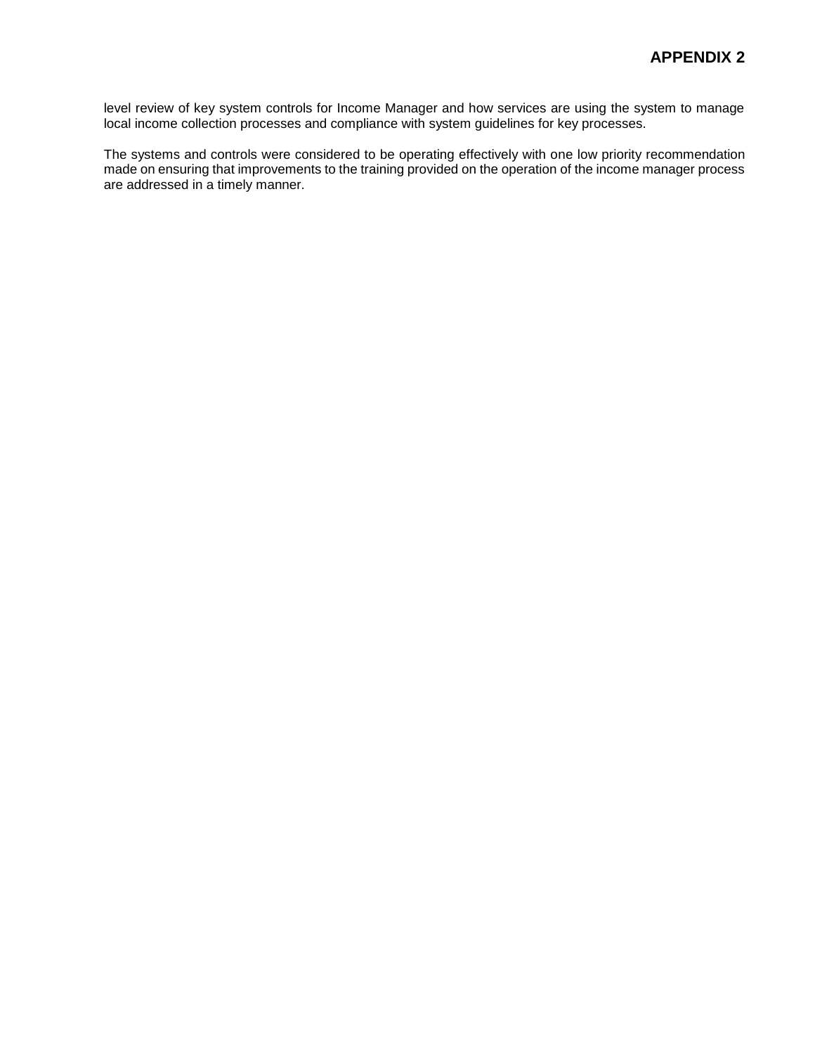level review of key system controls for Income Manager and how services are using the system to manage local income collection processes and compliance with system guidelines for key processes.

The systems and controls were considered to be operating effectively with one low priority recommendation made on ensuring that improvements to the training provided on the operation of the income manager process are addressed in a timely manner.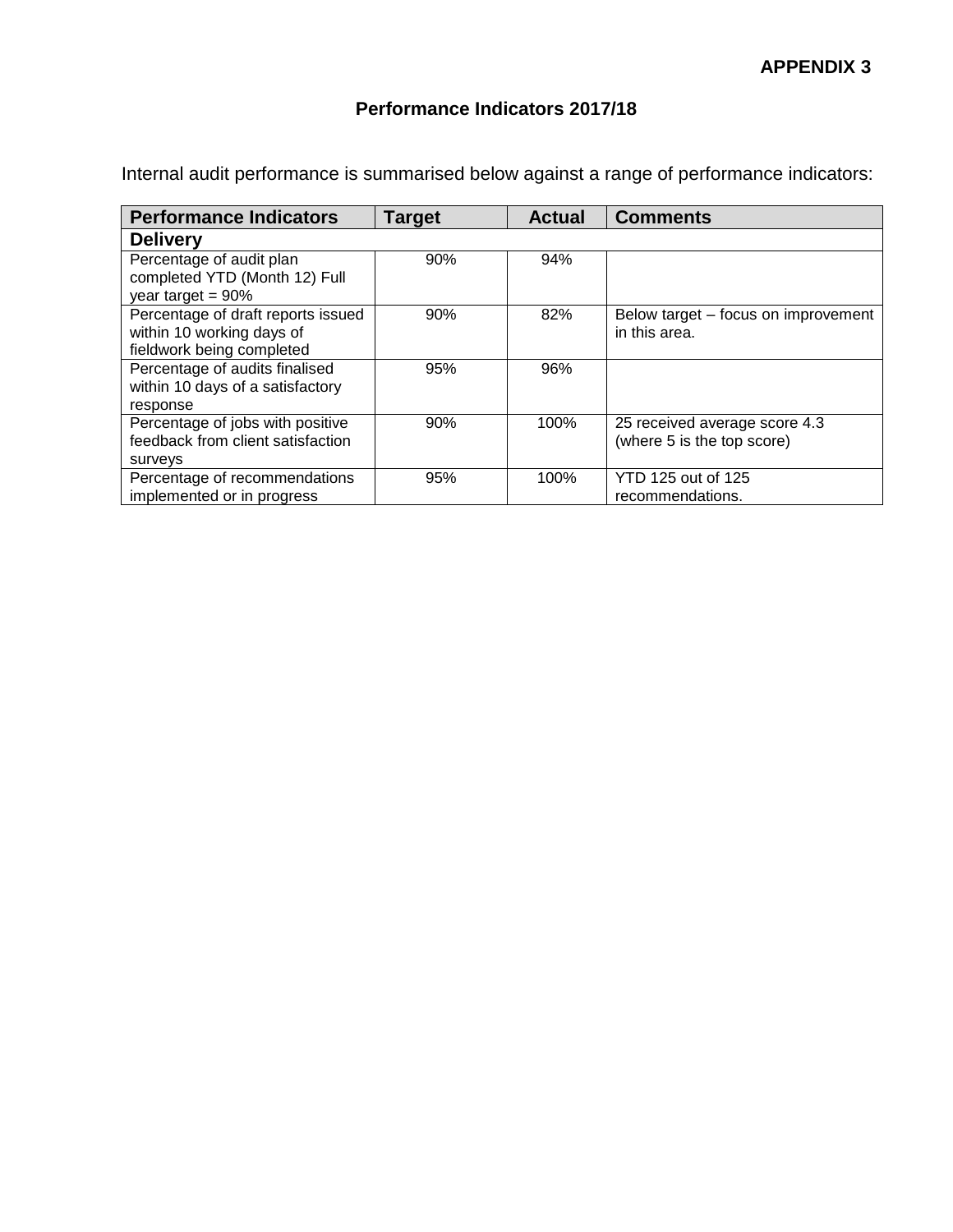**APPENDIX 3**

## Performance Indicators 2017/18

Internal audit performance is summarised below against a range of performance indicators:

| Performance Indicators | Target | Actual | Comments |
|---|---|---|---|
| **Delivery** | | | |
| Percentage of audit plan completed YTD (Month 12) Full year target = 90% | 90% | 94% | |
| Percentage of draft reports issued within 10 working days of fieldwork being completed | 90% | 82% | Below target – focus on improvement in this area. |
| Percentage of audits finalised within 10 days of a satisfactory response | 95% | 96% | |
| Percentage of jobs with positive feedback from client satisfaction surveys | 90% | 100% | 25 received average score 4.3 (where 5 is the top score) |
| Percentage of recommendations implemented or in progress | 95% | 100% | YTD 125 out of 125 recommendations. |